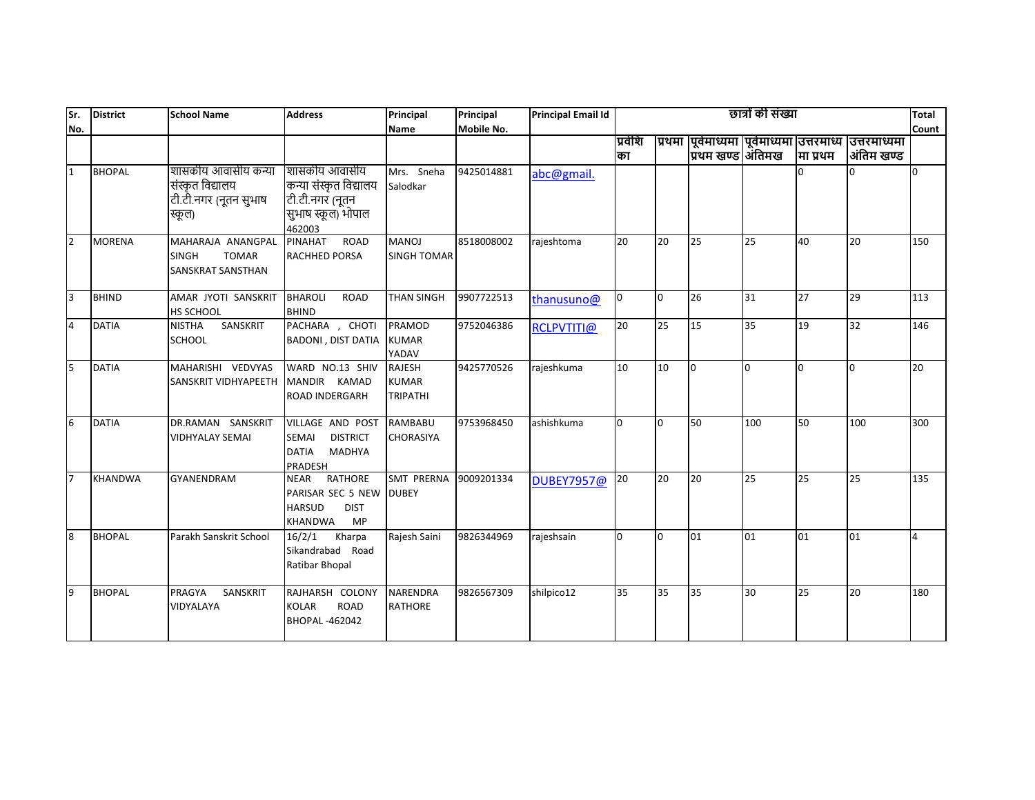| Sr. No. | District | School Name | Address | Principal Name | Principal Mobile No. | Principal Email Id | छात्रों की संख्या | | | | | | Total Count |
|---|---|---|---|---|---|---|---|---|---|---|---|---|---|
| | | | | | | | प्रवेशिका | प्रथमा | पूर्वमाध्यमा प्रथम खण्ड | पूर्वमाध्यमा अंतिमख | उत्तरमाध्यमा प्रथम | उत्तरमाध्यमा अंतिम खण्ड | |
| 1 | BHOPAL | शासकीय आवासीय कन्या संस्कृत विद्यालय टी.टी.नगर (नूतन सुभाष स्कूल) | शासकीय आवासीय कन्या संस्कृत विद्यालय टी.टी.नगर (नूतन सुभाष स्कूल) भोपाल 462003 | Mrs. Sneha Salodkar | 9425014881 | abc@gmail. | | | | | 0 | 0 | 0 |
| 2 | MORENA | MAHARAJA ANANGPAL SINGH TOMAR SANSKRAT SANSTHAN | PINAHAT ROAD RACHHED PORSA | MANOJ SINGH TOMAR | 8518008002 | rajeshtoma | 20 | 20 | 25 | 25 | 40 | 20 | 150 |
| 3 | BHIND | AMAR JYOTI SANSKRIT HS SCHOOL | BHAROLI ROAD BHIND | THAN SINGH | 9907722513 | thanusuno@ | 0 | 0 | 26 | 31 | 27 | 29 | 113 |
| 4 | DATIA | NISTHA SANSKRIT SCHOOL | PACHARA , CHOTI BADONI , DIST DATIA | PRAMOD KUMAR YADAV | 9752046386 | RCLPVTITI@ | 20 | 25 | 15 | 35 | 19 | 32 | 146 |
| 5 | DATIA | MAHARISHI VEDVYAS SANSKRIT VIDHYAPEETH | WARD NO.13 SHIV MANDIR KAMAD ROAD INDERGARH | RAJESH KUMAR TRIPATHI | 9425770526 | rajeshkuma | 10 | 10 | 0 | 0 | 0 | 0 | 20 |
| 6 | DATIA | DR.RAMAN SANSKRIT VIDHYALAY SEMAI | VILLAGE AND POST SEMAI DISTRICT DATIA MADHYA PRADESH | RAMBABU CHORASIYA | 9753968450 | ashishkuma | 0 | 0 | 50 | 100 | 50 | 100 | 300 |
| 7 | KHANDWA | GYANENDRAM | NEAR RATHORE PARISAR SEC 5 NEW HARSUD DIST KHANDWA MP | SMT PRERNA DUBEY | 9009201334 | DUBEY7957@ | 20 | 20 | 20 | 25 | 25 | 25 | 135 |
| 8 | BHOPAL | Parakh Sanskrit School | 16/2/1 Kharpa Sikandrabad Road Ratibar Bhopal | Rajesh Saini | 9826344969 | rajeshsain | 0 | 0 | 01 | 01 | 01 | 01 | 4 |
| 9 | BHOPAL | PRAGYA SANSKRIT VIDYALAYA | RAJHARSH COLONY KOLAR ROAD BHOPAL -462042 | NARENDRA RATHORE | 9826567309 | shilpico12 | 35 | 35 | 35 | 30 | 25 | 20 | 180 |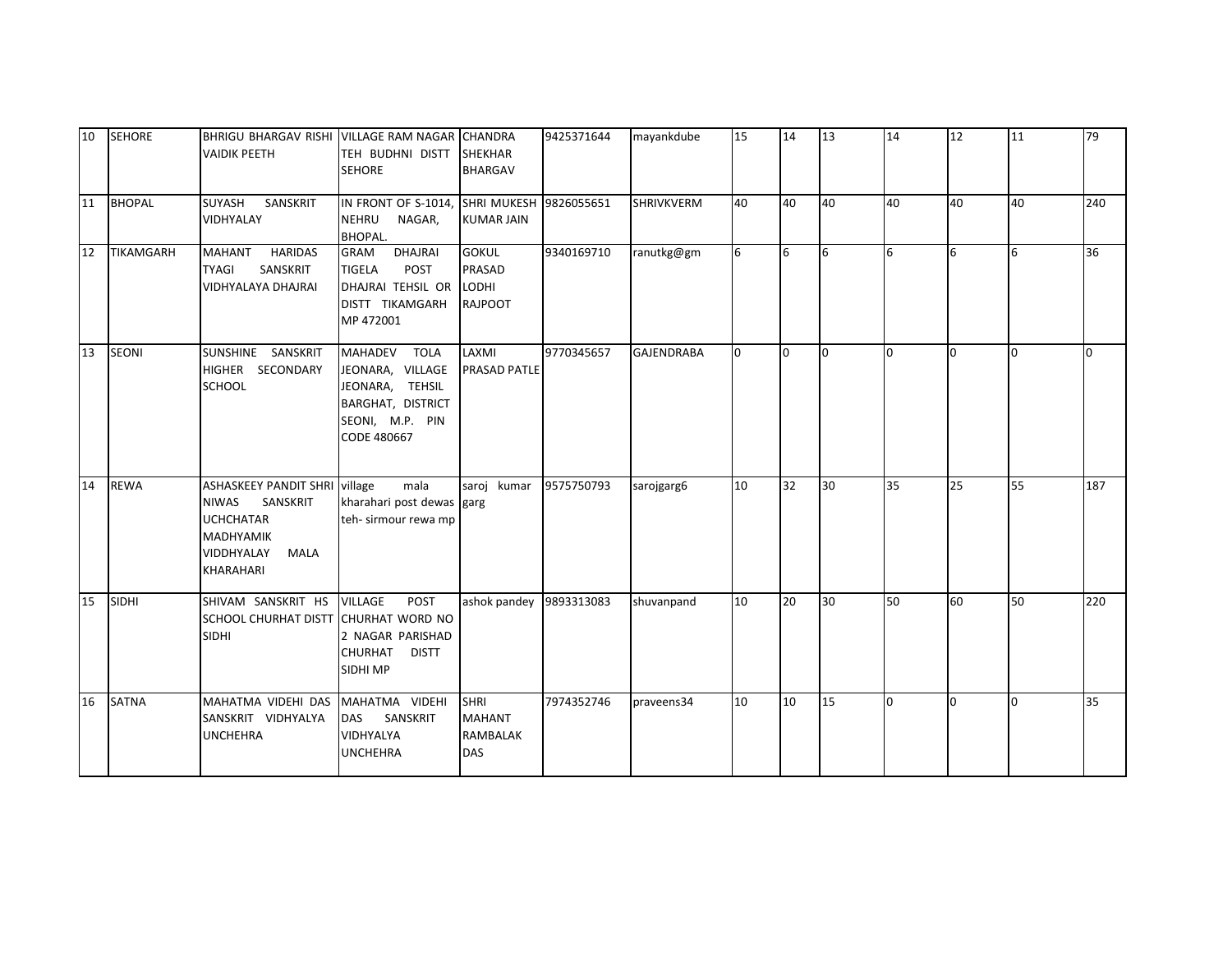| 10 | SEHORE | BHRIGU BHARGAV RISHI VAIDIK PEETH | VILLAGE RAM NAGAR TEH BUDHNI DISTT SEHORE | CHANDRA SHEKHAR BHARGAV | 9425371644 | mayankdube | 15 | 14 | 13 | 14 | 12 | 11 | 79 |
|---|---|---|---|---|---|---|---|---|---|---|---|---|---|
| 11 | BHOPAL | SUYASH SANSKRIT VIDHYALAY | IN FRONT OF S-1014, NEHRU NAGAR, BHOPAL. | SHRI MUKESH KUMAR JAIN | 9826055651 | SHRIVKVERM | 40 | 40 | 40 | 40 | 40 | 40 | 240 |
| 12 | TIKAMGARH | MAHANT HARIDAS TYAGI SANSKRIT VIDHYALAYA DHAJRAI | GRAM DHAJRAI TIGELA POST DHAJRAI TEHSIL OR DISTT TIKAMGARH MP 472001 | GOKUL PRASAD LODHI RAJPOOT | 9340169710 | ranutkg@gm | 6 | 6 | 6 | 6 | 6 | 6 | 36 |
| 13 | SEONI | SUNSHINE SANSKRIT HIGHER SECONDARY SCHOOL | MAHADEV TOLA JEONARA, VILLAGE JEONARA, TEHSIL BARGHAT, DISTRICT SEONI, M.P. PIN CODE 480667 | LAXMI PRASAD PATLE | 9770345657 | GAJENDRABA | 0 | 0 | 0 | 0 | 0 | 0 | 0 |
| 14 | REWA | ASHASKEEY PANDIT SHRI NIWAS SANSKRIT UCHCHATAR MADHYAMIK VIDDHYALAY MALA KHARAHARI | village mala kharahari post dewas teh- sirmour rewa mp | saroj kumar garg | 9575750793 | sarojgarg6 | 10 | 32 | 30 | 35 | 25 | 55 | 187 |
| 15 | SIDHI | SHIVAM SANSKRIT HS SCHOOL CHURHAT DISTT SIDHI | VILLAGE POST CHURHAT WORD NO 2 NAGAR PARISHAD CHURHAT DISTT SIDHI MP | ashok pandey | 9893313083 | shuvanpand | 10 | 20 | 30 | 50 | 60 | 50 | 220 |
| 16 | SATNA | MAHATMA VIDEHI DAS SANSKRIT VIDHYALYA UNCHEHRA | MAHATMA VIDEHI DAS SANSKRIT VIDHYALYA UNCHEHRA | SHRI MAHANT RAMBALAK DAS | 7974352746 | praveens34 | 10 | 10 | 15 | 0 | 0 | 0 | 35 |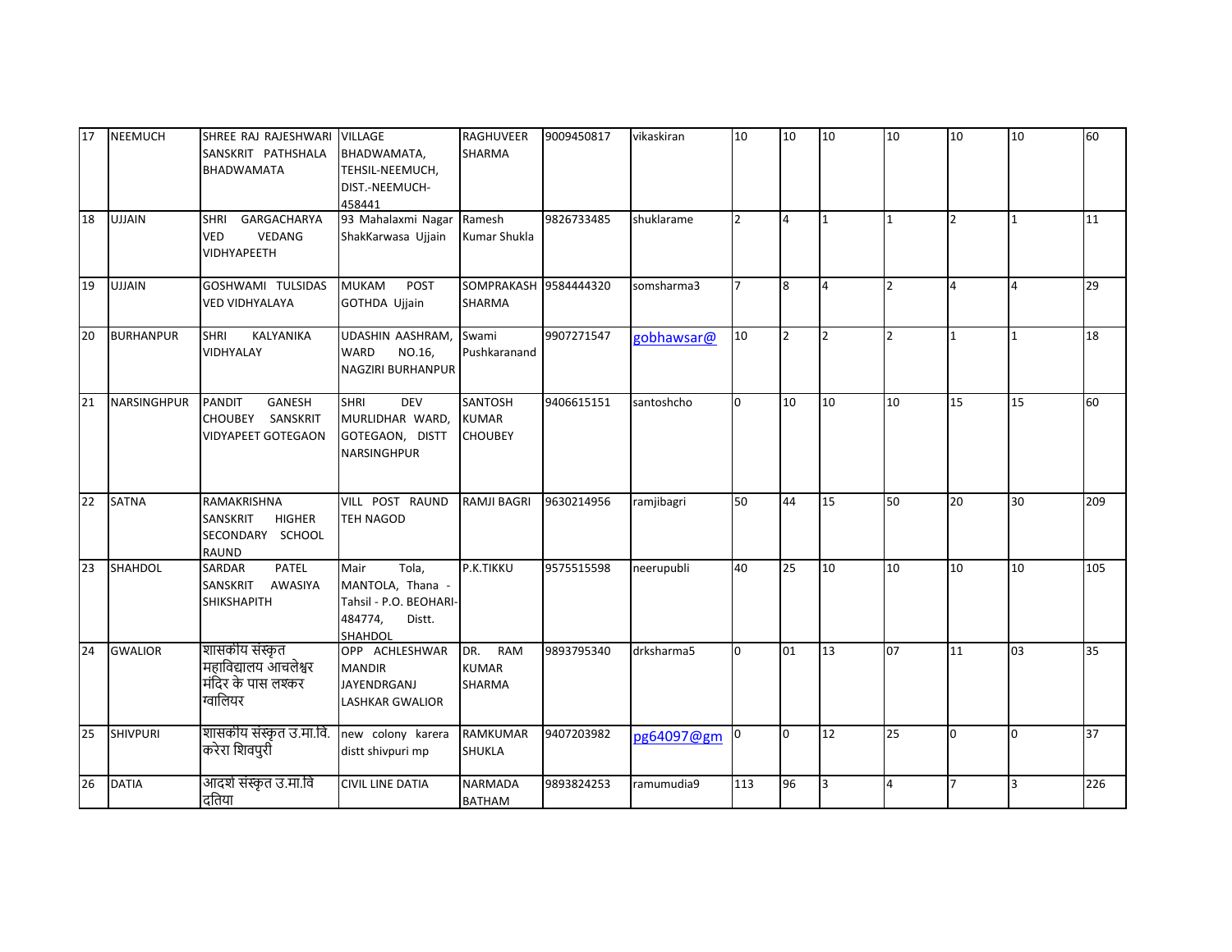| | | | | | | | | | | | | | |
|---|---|---|---|---|---|---|---|---|---|---|---|---|---|
| 17 | NEEMUCH | SHREE RAJ RAJESHWARI SANSKRIT PATHSHALA BHADWAMATA | VILLAGE BHADWAMATA, TEHSIL-NEEMUCH, DIST.-NEEMUCH-458441 | RAGHUVEER SHARMA | 9009450817 | vikaskiran | 10 | 10 | 10 | 10 | 10 | 10 | 60 |
| 18 | UJJAIN | SHRI GARGACHARYA VED VEDANG VIDHYAPEETH | 93 Mahalaxmi Nagar ShakKarwasa Ujjain | Ramesh Kumar Shukla | 9826733485 | shuklarame | 2 | 4 | 1 | 1 | 2 | 1 | 11 |
| 19 | UJJAIN | GOSHWAMI TULSIDAS VED VIDHYALAYA | MUKAM POST GOTHDA Ujjain | SOMPRAKASH SHARMA | 9584444320 | somsharma3 | 7 | 8 | 4 | 2 | 4 | 4 | 29 |
| 20 | BURHANPUR | SHRI KALYANIKA VIDHYALAY | UDASHIN AASHRAM, WARD NO.16, NAGZIRI BURHANPUR | Swami Pushkaranand | 9907271547 | gobhawsar@ | 10 | 2 | 2 | 2 | 1 | 1 | 18 |
| 21 | NARSINGHPUR | PANDIT GANESH CHOUBEY SANSKRIT VIDYAPEET GOTEGAON | SHRI DEV MURLIDHAR WARD, GOTEGAON, DISTT NARSINGHPUR | SANTOSH KUMAR CHOUBEY | 9406615151 | santoshcho | 0 | 10 | 10 | 10 | 15 | 15 | 60 |
| 22 | SATNA | RAMAKRISHNA SANSKRIT HIGHER SECONDARY SCHOOL RAUND | VILL POST RAUND TEH NAGOD | RAMJI BAGRI | 9630214956 | ramjibagri | 50 | 44 | 15 | 50 | 20 | 30 | 209 |
| 23 | SHAHDOL | SARDAR PATEL SANSKRIT AWASIYA SHIKSHAPITH | Mair Tola, MANTOLA, Thana - Tahsil - P.O. BEOHARI-484774, Distt. SHAHDOL | P.K.TIKKU | 9575515598 | neerupubli | 40 | 25 | 10 | 10 | 10 | 10 | 105 |
| 24 | GWALIOR | शासकीय संस्कृत महाविद्यालय आचलेश्वर मंदिर के पास लश्कर ग्वालियर | OPP ACHLESHWAR MANDIR JAYENDRGANJ LASHKAR GWALIOR | DR. RAM KUMAR SHARMA | 9893795340 | drksharma5 | 0 | 01 | 13 | 07 | 11 | 03 | 35 |
| 25 | SHIVPURI | शासकीय संस्कृत उ.मा.वि. करेरा शिवपुरी | new colony karera distt shivpuri mp | RAMKUMAR SHUKLA | 9407203982 | pg64097@gm | 0 | 0 | 12 | 25 | 0 | 0 | 37 |
| 26 | DATIA | आदर्श संस्कृत उ.मा.वि दतिया | CIVIL LINE DATIA | NARMADA BATHAM | 9893824253 | ramumudia9 | 113 | 96 | 3 | 4 | 7 | 3 | 226 |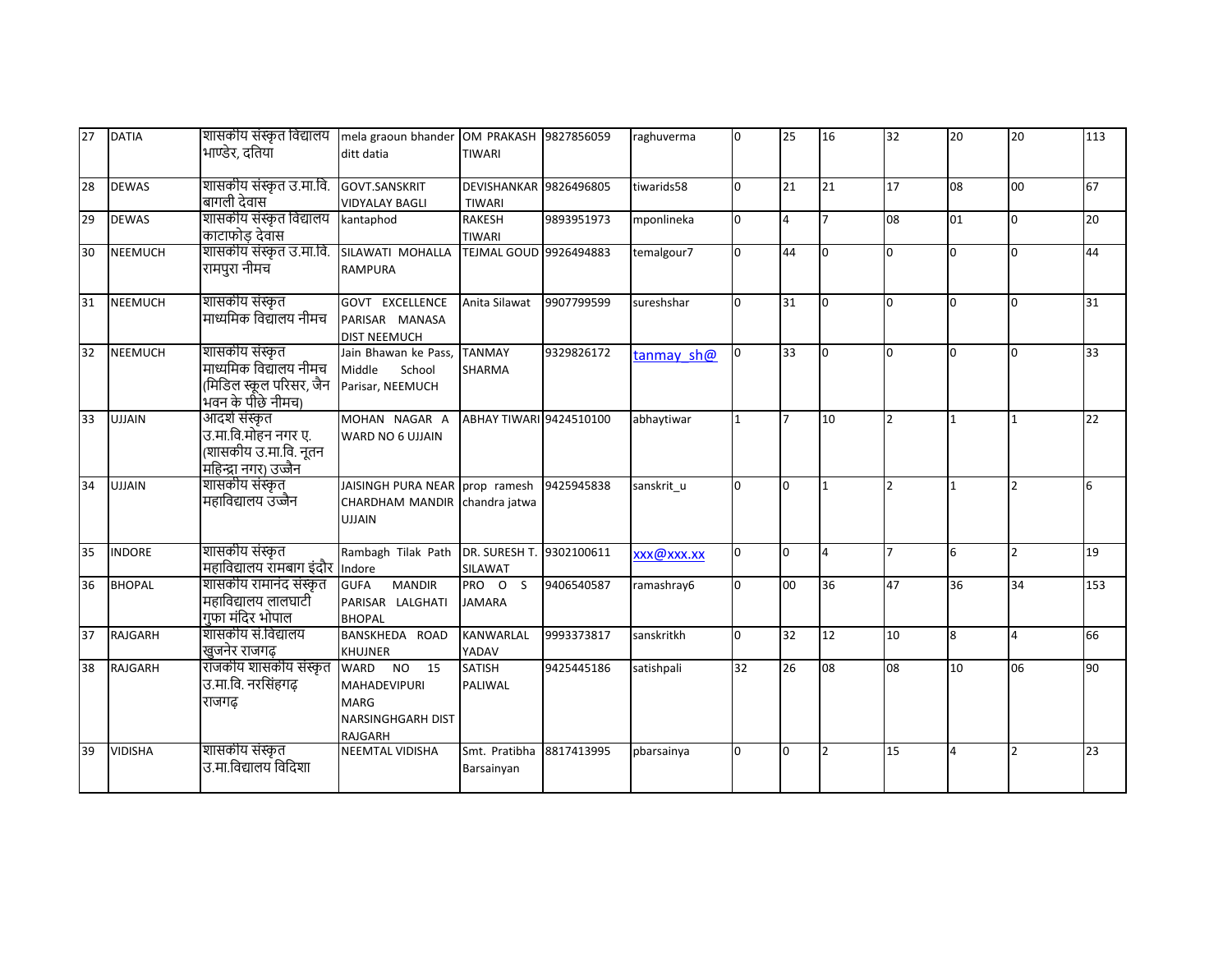| 27 | DATIA | शासकीय संस्कृत विद्यालय भाण्डेर, दतिया | mela graoun bhander ditt datia | OM PRAKASH TIWARI | 9827856059 | raghuverma | 0 | 25 | 16 | 32 | 20 | 20 | 113 |
|---|---|---|---|---|---|---|---|---|---|---|---|---|---|
| 28 | DEWAS | शासकीय संस्कृत उ.मा.वि. बागली देवास | GOVT.SANSKRIT VIDYALAY BAGLI | DEVISHANKAR TIWARI | 9826496805 | tiwarids58 | 0 | 21 | 21 | 17 | 08 | 00 | 67 |
| 29 | DEWAS | शासकीय संस्कृत विद्यालय काटाफोड़ देवास | kantaphod | RAKESH TIWARI | 9893951973 | mponlineka | 0 | 4 | 7 | 08 | 01 | 0 | 20 |
| 30 | NEEMUCH | शासकीय संस्कृत उ.मा.वि. रामपुरा नीमच | SILAWATI MOHALLA RAMPURA | TEJMAL GOUD | 9926494883 | temalgour7 | 0 | 44 | 0 | 0 | 0 | 0 | 44 |
| 31 | NEEMUCH | शासकीय संस्कृत माध्यमिक विद्यालय नीमच | GOVT EXCELLENCE PARISAR MANASA DIST NEEMUCH | Anita Silawat | 9907799599 | sureshshar | 0 | 31 | 0 | 0 | 0 | 0 | 31 |
| 32 | NEEMUCH | शासकीय संस्कृत माध्यमिक विद्यालय नीमच (मिडिल स्कूल परिसर, जैन भवन के पीछे नीमच) | Jain Bhawan ke Pass, Middle School Parisar, NEEMUCH | TANMAY SHARMA | 9329826172 | tanmay_sh@ | 0 | 33 | 0 | 0 | 0 | 0 | 33 |
| 33 | UJJAIN | आदर्श संस्कृत उ.मा.वि.मोहन नगर ए. (शासकीय उ.मा.वि. नूतन महिन्द्रा नगर) उज्जैन | MOHAN NAGAR A WARD NO 6 UJJAIN | ABHAY TIWARI | 9424510100 | abhaytiwar | 1 | 7 | 10 | 2 | 1 | 1 | 22 |
| 34 | UJJAIN | शासकीय संस्कृत महाविद्यालय उज्जैन | JAISINGH PURA NEAR CHARDHAM MANDIR UJJAIN | prop ramesh chandra jatwa | 9425945838 | sanskrit_u | 0 | 0 | 1 | 2 | 1 | 2 | 6 |
| 35 | INDORE | शासकीय संस्कृत महाविद्यालय रामबाग इंदौर | Rambagh Tilak Path Indore | DR. SURESH T. SILAWAT | 9302100611 | xxx@xxx.xx | 0 | 0 | 4 | 7 | 6 | 2 | 19 |
| 36 | BHOPAL | शासकीय रामानंद संस्कृत महाविद्यालय लालघाटी गुफा मंदिर भोपाल | GUFA MANDIR PARISAR LALGHATI BHOPAL | PRO O S JAMARA | 9406540587 | ramashray6 | 0 | 00 | 36 | 47 | 36 | 34 | 153 |
| 37 | RAJGARH | शासकीय सं.विद्यालय खुजनेर राजगढ़ | BANSKHEDA ROAD KHUJNER | KANWARLAL YADAV | 9993373817 | sanskritkh | 0 | 32 | 12 | 10 | 8 | 4 | 66 |
| 38 | RAJGARH | राजकीय शासकीय संस्कृत उ.मा.वि. नरसिंहगढ़ राजगढ़ | WARD NO 15 MAHADEVIPURI MARG NARSINGHGARH DIST RAJGARH | SATISH PALIWAL | 9425445186 | satishpali | 32 | 26 | 08 | 08 | 10 | 06 | 90 |
| 39 | VIDISHA | शासकीय संस्कृत उ.मा.विद्यालय विदिशा | NEEMTAL VIDISHA | Smt. Pratibha Barsainyan | 8817413995 | pbarsainya | 0 | 0 | 2 | 15 | 4 | 2 | 23 |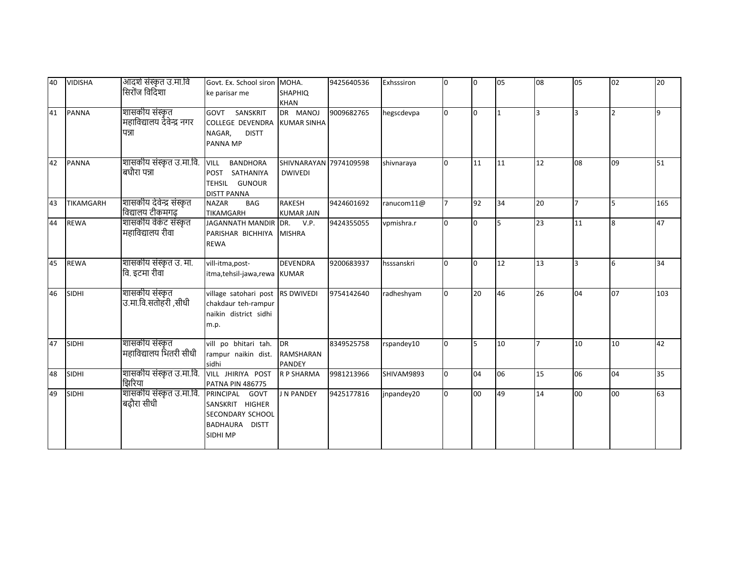| 40 | VIDISHA | आदर्श संस्कृत उ.मा.वि सिरोंज विदिशा | Govt. Ex. School siron ke parisar me | MOHA. SHAPHIQ KHAN | 9425640536 | Exhsssiron | 0 | 0 | 05 | 08 | 05 | 02 | 20 |
|---|---|---|---|---|---|---|---|---|---|---|---|---|---|
| 41 | PANNA | शासकीय संस्कृत महाविद्यालय देवेन्द्र नगर पन्ना | GOVT SANSKRIT COLLEGE DEVENDRA NAGAR, DISTT PANNA MP | DR MANOJ KUMAR SINHA | 9009682765 | hegscdevpa | 0 | 0 | 1 | 3 | 3 | 2 | 9 |
| 42 | PANNA | शासकीय संस्कृत उ.मा.वि. बघौरा पन्ना | VILL BANDHORA POST SATHANIYA TEHSIL GUNOUR DISTT PANNA | SHIVNARAYAN DWIVEDI | 7974109598 | shivnaraya | 0 | 11 | 11 | 12 | 08 | 09 | 51 |
| 43 | TIKAMGARH | शासकीय देवेन्द्र संस्कृत विद्यालय टीकमगढ़ | NAZAR BAG TIKAMGARH | RAKESH KUMAR JAIN | 9424601692 | ranucom11@ | 7 | 92 | 34 | 20 | 7 | 5 | 165 |
| 44 | REWA | शासकीय वेंकट संस्कृत महाविद्यालय रीवा | JAGANNATH MANDIR PARISHAR BICHHIYA REWA | DR. V.P. MISHRA | 9424355055 | vpmishra.r | 0 | 0 | 5 | 23 | 11 | 8 | 47 |
| 45 | REWA | शासकीय संस्कृत उ. मा. वि. इटमा रीवा | vill-itma,post-itma,tehsil-jawa,rewa | DEVENDRA KUMAR | 9200683937 | hsssanskri | 0 | 0 | 12 | 13 | 3 | 6 | 34 |
| 46 | SIDHI | शासकीय संस्कृत उ.मा.वि.सतोहरी ,सीधी | village satohari post chakdaur teh-rampur naikin district sidhi m.p. | RS DWIVEDI | 9754142640 | radheshyam | 0 | 20 | 46 | 26 | 04 | 07 | 103 |
| 47 | SIDHI | शासकीय संस्कृत महाविद्यालय भितरी सीधी | vill po bhitari tah. rampur naikin dist. sidhi | DR RAMSHARAN PANDEY | 8349525758 | rspandey10 | 0 | 5 | 10 | 7 | 10 | 10 | 42 |
| 48 | SIDHI | शासकीय संस्कृत उ.मा.वि. झिरिया | VILL JHIRIYA POST PATNA PIN 486775 | R P SHARMA | 9981213966 | SHIVAM9893 | 0 | 04 | 06 | 15 | 06 | 04 | 35 |
| 49 | SIDHI | शासकीय संस्कृत उ.मा.वि. बढ़ौरा सीधी | PRINCIPAL GOVT SANSKRIT HIGHER SECONDARY SCHOOL BADHAURA DISTT SIDHI MP | J N PANDEY | 9425177816 | jnpandey20 | 0 | 00 | 49 | 14 | 00 | 00 | 63 |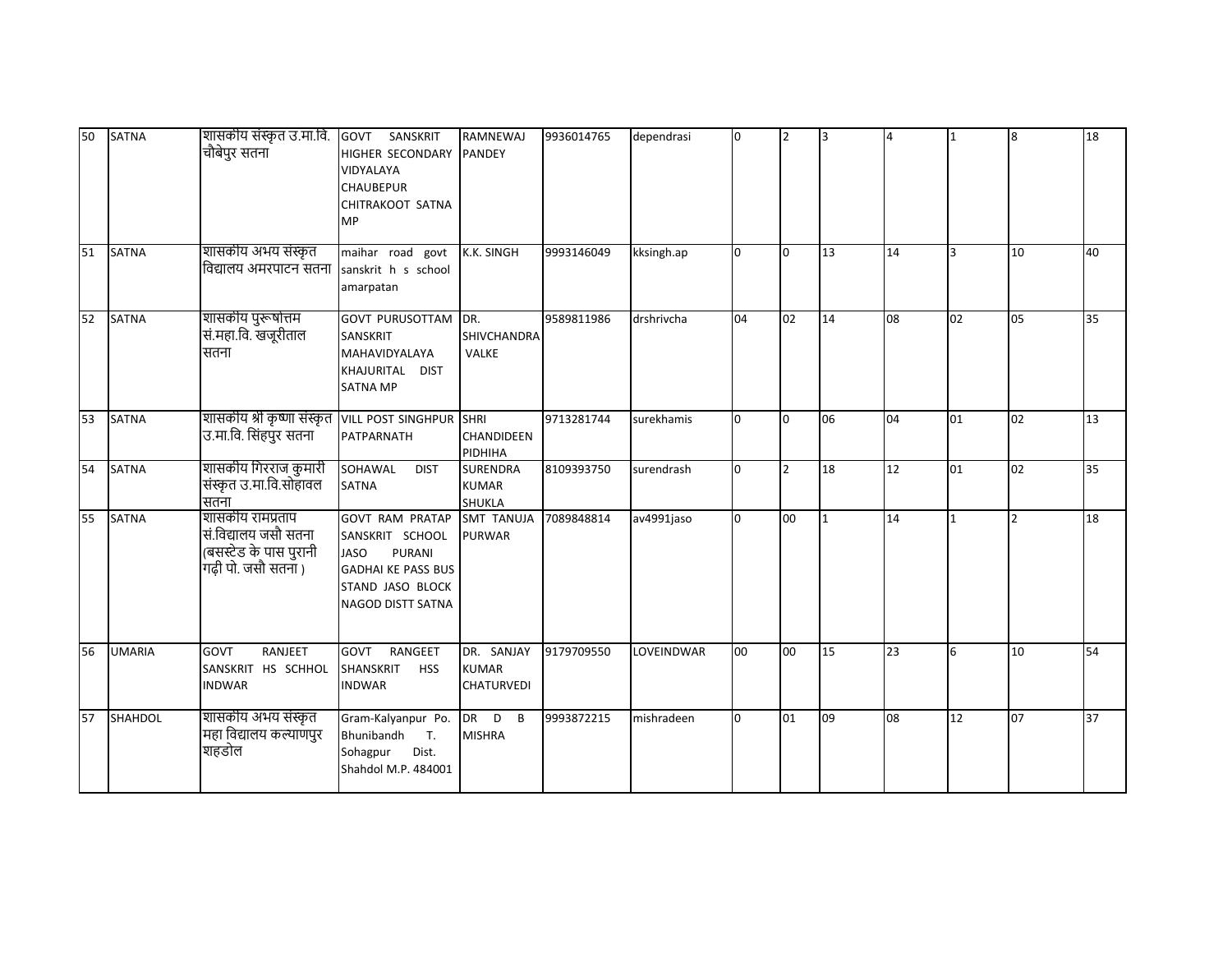| 50 | SATNA | शासकीय संस्कृत उ.मा.वि. चौबेपुर सतना | GOVT SANSKRIT HIGHER SECONDARY VIDYALAYA CHAUBEPUR CHITRAKOOT SATNA MP | RAMNEWAJ PANDEY | 9936014765 | dependrasi | 0 | 2 | 3 | 4 | 1 | 8 | 18 |
|---|---|---|---|---|---|---|---|---|---|---|---|---|---|
| 51 | SATNA | शासकीय अभय संस्कृत विद्यालय अमरपाटन सतना | maihar road govt sanskrit h s school amarpatan | K.K. SINGH | 9993146049 | kksingh.ap | 0 | 0 | 13 | 14 | 3 | 10 | 40 |
| 52 | SATNA | शासकीय पुरूषोत्तम सं.महा.वि. खजूरीताल सतना | GOVT PURUSOTTAM SANSKRIT MAHAVIDYALAYA KHAJURITAL DIST SATNA MP | DR. SHIVCHANDRA VALKE | 9589811986 | drshrivcha | 04 | 02 | 14 | 08 | 02 | 05 | 35 |
| 53 | SATNA | शासकीय श्री कृष्णा संस्कृत उ.मा.वि. सिंहपुर सतना | VILL POST SINGHPUR PATPARNATH | SHRI CHANDIDEEN PIDHIHA | 9713281744 | surekhamis | 0 | 0 | 06 | 04 | 01 | 02 | 13 |
| 54 | SATNA | शासकीय गिरराज कुमारी संस्कृत उ.मा.वि.सोहावल सतना | SOHAWAL DIST SATNA | SURENDRA KUMAR SHUKLA | 8109393750 | surendrash | 0 | 2 | 18 | 12 | 01 | 02 | 35 |
| 55 | SATNA | शासकीय रामप्रताप सं.विद्यालय जसो सतना (बसस्टेड के पास पुरानी गढ़ी पो. जसो सतना ) | GOVT RAM PRATAP SANSKRIT SCHOOL JASO PURANI GADHAI KE PASS BUS STAND JASO BLOCK NAGOD DISTT SATNA | SMT TANUJA PURWAR | 7089848814 | av4991jaso | 0 | 00 | 1 | 14 | 1 | 2 | 18 |
| 56 | UMARIA | GOVT RANJEET SANSKRIT HS SCHHOL INDWAR | GOVT RANGEET SHANSKRIT HSS INDWAR | DR. SANJAY KUMAR CHATURVEDI | 9179709550 | LOVEINDWAR | 00 | 00 | 15 | 23 | 6 | 10 | 54 |
| 57 | SHAHDOL | शासकीय अभय संस्कृत महा विद्यालय कल्याणपुर शहडोल | Gram-Kalyanpur Po. Bhunibandh T. Sohagpur Dist. Shahdol M.P. 484001 | DR D B MISHRA | 9993872215 | mishradeen | 0 | 01 | 09 | 08 | 12 | 07 | 37 |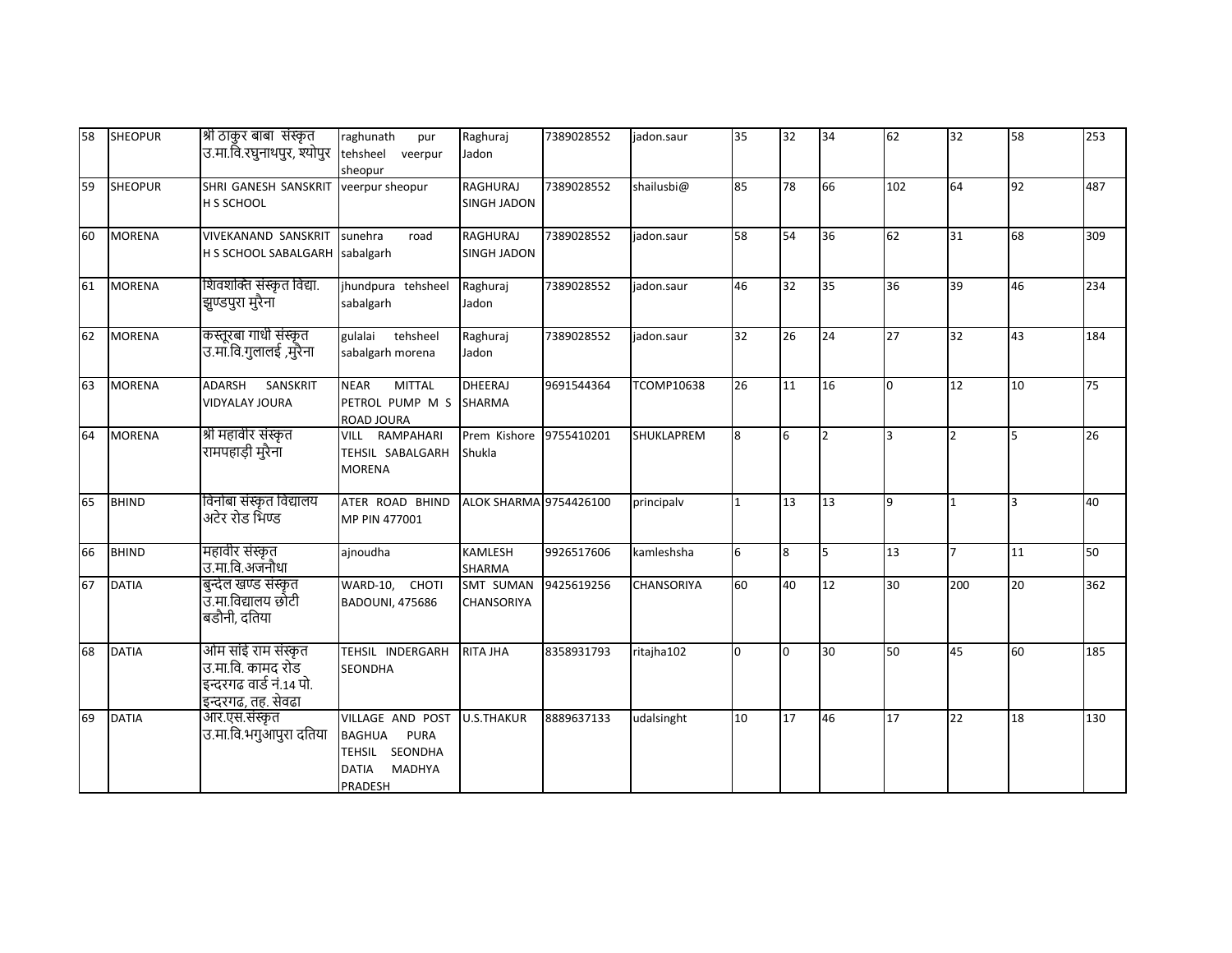| 58 | SHEOPUR | श्री ठाकुर बाबा संस्कृत उ.मा.वि.रघुनाथपुर, श्योपुर | raghunath pur tehsheel veerpur sheopur | Raghuraj Jadon | 7389028552 | jadon.saur | 35 | 32 | 34 | 62 | 32 | 58 | 253 |
|---|---|---|---|---|---|---|---|---|---|---|---|---|---|
| 59 | SHEOPUR | SHRI GANESH SANSKRIT H S SCHOOL | veerpur sheopur | RAGHURAJ SINGH JADON | 7389028552 | shailusbi@ | 85 | 78 | 66 | 102 | 64 | 92 | 487 |
| 60 | MORENA | VIVEKANAND SANSKRIT H S SCHOOL SABALGARH | sunehra road sabalgarh | RAGHURAJ SINGH JADON | 7389028552 | jadon.saur | 58 | 54 | 36 | 62 | 31 | 68 | 309 |
| 61 | MORENA | शिवशक्ति संस्कृत विद्या. झुण्डपुरा मुरैना | jhundpura tehsheel sabalgarh | Raghuraj Jadon | 7389028552 | jadon.saur | 46 | 32 | 35 | 36 | 39 | 46 | 234 |
| 62 | MORENA | कस्तूरबा गाधी संस्कृत उ.मा.वि.गुलालई ,मुरैना | gulalai tehsheel sabalgarh morena | Raghuraj Jadon | 7389028552 | jadon.saur | 32 | 26 | 24 | 27 | 32 | 43 | 184 |
| 63 | MORENA | ADARSH SANSKRIT VIDYALAY JOURA | NEAR MITTAL PETROL PUMP M S ROAD JOURA | DHEERAJ SHARMA | 9691544364 | TCOMP10638 | 26 | 11 | 16 | 0 | 12 | 10 | 75 |
| 64 | MORENA | श्री महावीर संस्कृत रामपहाड़ी मुरैना | VILL RAMPAHARI TEHSIL SABALGARH MORENA | Prem Kishore Shukla | 9755410201 | SHUKLAPREM | 8 | 6 | 2 | 3 | 2 | 5 | 26 |
| 65 | BHIND | विनोबा संस्कृत विद्यालय अटेर रोड भिण्ड | ATER ROAD BHIND MP PIN 477001 | ALOK SHARMA | 9754426100 | principalv | 1 | 13 | 13 | 9 | 1 | 3 | 40 |
| 66 | BHIND | महावीर संस्कृत उ.मा.वि.अजनौधा | ajnoudha | KAMLESH SHARMA | 9926517606 | kamleshsha | 6 | 8 | 5 | 13 | 7 | 11 | 50 |
| 67 | DATIA | बुन्देल खण्ड संस्कृत उ.मा.विद्यालय छोटी बडौनी, दतिया | WARD-10, CHOTI BADOUNI, 475686 | SMT SUMAN CHANSORIYA | 9425619256 | CHANSORIYA | 60 | 40 | 12 | 30 | 200 | 20 | 362 |
| 68 | DATIA | ओम सांई राम संस्कृत उ.मा.वि. कामद रोड इन्दरगढ वार्ड नं.14 पो. इन्दरगढ, तह. सेवढा | TEHSIL INDERGARH SEONDHA | RITA JHA | 8358931793 | ritajha102 | 0 | 0 | 30 | 50 | 45 | 60 | 185 |
| 69 | DATIA | आर.एस.संस्कृत उ.मा.वि.भगुआपुरा दतिया | VILLAGE AND POST BAGHUA PURA TEHSIL SEONDHA DATIA MADHYA PRADESH | U.S.THAKUR | 8889637133 | udalsinght | 10 | 17 | 46 | 17 | 22 | 18 | 130 |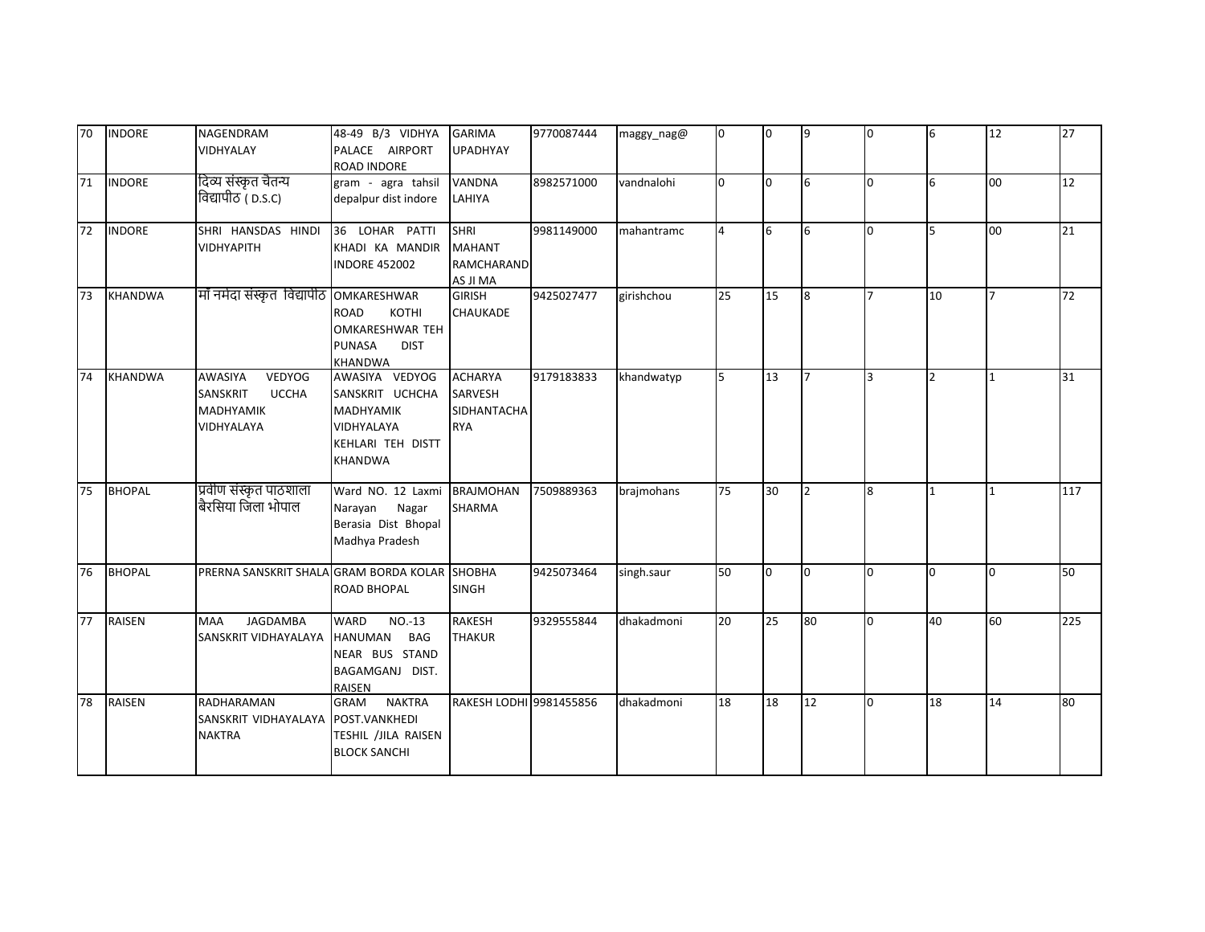| 70 | INDORE | NAGENDRAM VIDHYALAY | 48-49 B/3 VIDHYA PALACE AIRPORT ROAD INDORE | GARIMA UPADHYAY | 9770087444 | maggy_nag@ | 0 | 0 | 9 | 0 | 6 | 12 | 27 |
|---|---|---|---|---|---|---|---|---|---|---|---|---|---|
| 71 | INDORE | दिव्य संस्कृत चैतन्य विद्यापीठ ( D.S.C) | gram - agra tahsil depalpur dist indore | VANDNA LAHIYA | 8982571000 | vandnalohi | 0 | 0 | 6 | 0 | 6 | 00 | 12 |
| 72 | INDORE | SHRI HANSDAS HINDI VIDHYAPITH | 36 LOHAR PATTI KHADI KA MANDIR INDORE 452002 | SHRI MAHANT RAMCHARANDAS JI MA | 9981149000 | mahantramc | 4 | 6 | 6 | 0 | 5 | 00 | 21 |
| 73 | KHANDWA | माँ नर्मदा संस्कृत विद्यापीठ | OMKARESHWAR ROAD KOTHI OMKARESHWAR TEH PUNASA DIST KHANDWA | GIRISH CHAUKADE | 9425027477 | girishchou | 25 | 15 | 8 | 7 | 10 | 7 | 72 |
| 74 | KHANDWA | AWASIYA VEDYOG SANSKRIT UCCHA MADHYAMIK VIDHYALAYA | AWASIYA VEDYOG SANSKRIT UCHCHA MADHYAMIK VIDHYALAYA KEHLARI TEH DISTT KHANDWA | ACHARYA SARVESH SIDHANTACHARYA | 9179183833 | khandwatyp | 5 | 13 | 7 | 3 | 2 | 1 | 31 |
| 75 | BHOPAL | प्रवीण संस्कृत पाठशाला बैरसिया जिला भोपाल | Ward NO. 12 Laxmi Narayan Nagar Berasia Dist Bhopal Madhya Pradesh | BRAJMOHAN SHARMA | 7509889363 | brajmohans | 75 | 30 | 2 | 8 | 1 | 1 | 117 |
| 76 | BHOPAL | PRERNA SANSKRIT SHALA | GRAM BORDA KOLAR ROAD BHOPAL | SHOBHA SINGH | 9425073464 | singh.saur | 50 | 0 | 0 | 0 | 0 | 0 | 50 |
| 77 | RAISEN | MAA JAGDAMBA SANSKRIT VIDHAYALAYA | WARD NO.-13 HANUMAN BAG NEAR BUS STAND BAGAMGANJ DIST. RAISEN | RAKESH THAKUR | 9329555844 | dhakadmoni | 20 | 25 | 80 | 0 | 40 | 60 | 225 |
| 78 | RAISEN | RADHARAMAN SANSKRIT VIDHAYALAYA NAKTRA | GRAM NAKTRA POST.VANKHEDI TESHIL /JILA RAISEN BLOCK SANCHI | RAKESH LODHI | 9981455856 | dhakadmoni | 18 | 18 | 12 | 0 | 18 | 14 | 80 |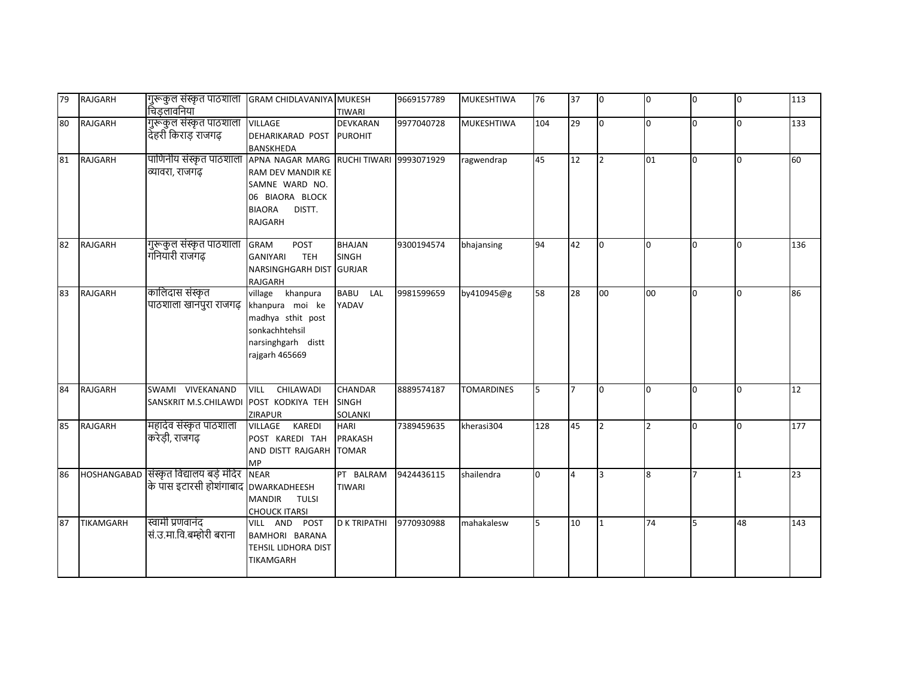| 79 | RAJGARH | गुरूकुल संस्कृत पाठशाला चिड़लावनिया | GRAM CHIDLAVANIYA | MUKESH TIWARI | 9669157789 | MUKESHTIWA | 76 | 37 | 0 | 0 | 0 | 0 | 113 |
|---|---|---|---|---|---|---|---|---|---|---|---|---|---|
| 80 | RAJGARH | गुरूकुल संस्कृत पाठशाला देहरी किराड़ राजगढ़ | VILLAGE DEHARIKARAD POST BANSKHEDA | DEVKARAN PUROHIT | 9977040728 | MUKESHTIWA | 104 | 29 | 0 | 0 | 0 | 0 | 133 |
| 81 | RAJGARH | पाणिनीय संस्कृत पाठशाला ब्यावरा, राजगढ़ | APNA NAGAR MARG RAM DEV MANDIR KE SAMNE WARD NO. 06 BIAORA BLOCK BIAORA DISTT. RAJGARH | RUCHI TIWARI | 9993071929 | ragwendrap | 45 | 12 | 2 | 01 | 0 | 0 | 60 |
| 82 | RAJGARH | गुरूकुल संस्कृत पाठशाला गनियारी राजगढ़ | GRAM POST GANIYARI TEH NARSINGHGARH DIST RAJGARH | BHAJAN SINGH GURJAR | 9300194574 | bhajansing | 94 | 42 | 0 | 0 | 0 | 0 | 136 |
| 83 | RAJGARH | कालिदास संस्कृत पाठशाला खानपुरा राजगढ़ | village khanpura khanpura moi ke madhya sthit post sonkachhtehsil narsinghgarh distt rajgarh 465669 | BABU LAL YADAV | 9981599659 | by410945@g | 58 | 28 | 00 | 00 | 0 | 0 | 86 |
| 84 | RAJGARH | SWAMI VIVEKANAND SANSKRIT M.S.CHILAWDI | VILL CHILAWADI POST KODKIYA TEH ZIRAPUR | CHANDAR SINGH SOLANKI | 8889574187 | TOMARDINES | 5 | 7 | 0 | 0 | 0 | 0 | 12 |
| 85 | RAJGARH | महादेव संस्कृत पाठशाला करेड़ी, राजगढ़ | VILLAGE KAREDI POST KAREDI TAH AND DISTT RAJGARH MP | HARI PRAKASH TOMAR | 7389459635 | kherasi304 | 128 | 45 | 2 | 2 | 0 | 0 | 177 |
| 86 | HOSHANGABAD | संस्कृत विद्यालय बड़े मंदिर के पास इटारसी होशंगाबाद | NEAR DWARKADHEESH MANDIR TULSI CHOUCK ITARSI | PT BALRAM TIWARI | 9424436115 | shailendra | 0 | 4 | 3 | 8 | 7 | 1 | 23 |
| 87 | TIKAMGARH | स्वामी प्रणवानंद सं.उ.मा.वि.बम्होरी बराना | VILL AND POST BAMHORI BARANA TEHSIL LIDHORA DIST TIKAMGARH | D K TRIPATHI | 9770930988 | mahakalesw | 5 | 10 | 1 | 74 | 5 | 48 | 143 |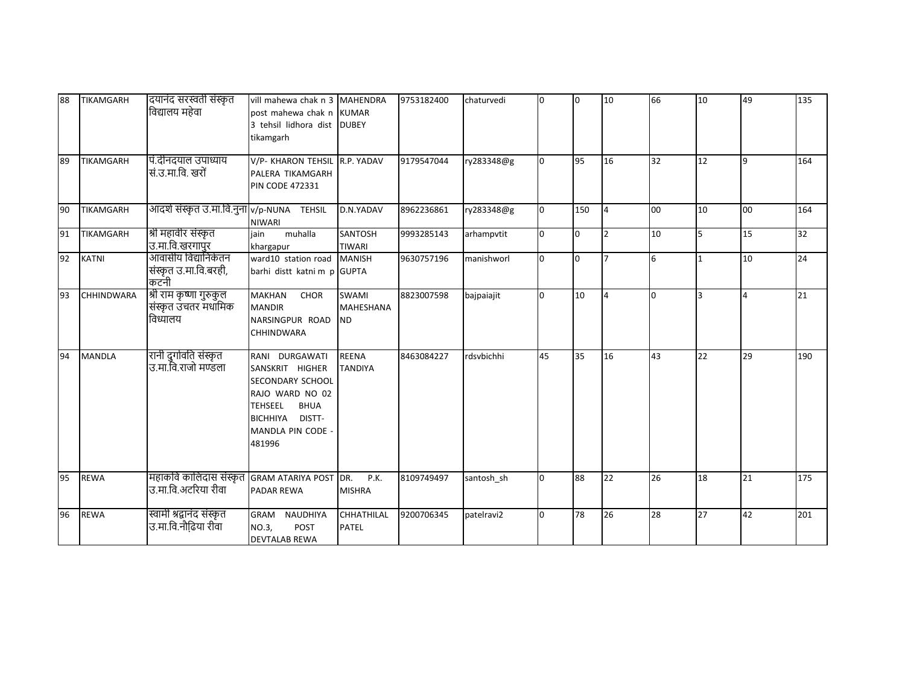| 88 | TIKAMGARH | दयानंद सरस्वती संस्कृत विद्यालय महेवा | vill mahewa chak n 3 post mahewa chak n 3 tehsil lidhora dist tikamgarh | MAHENDRA KUMAR DUBEY | 9753182400 | chaturvedi | 0 | 0 | 10 | 66 | 10 | 49 | 135 |
|---|---|---|---|---|---|---|---|---|---|---|---|---|---|
| 89 | TIKAMGARH | पं.दीनदयाल उपाध्याय सं.उ.मा.वि. खरों | V/P- KHARON TEHSIL PALERA TIKAMGARH PIN CODE 472331 | R.P. YADAV | 9179547044 | ry283348@g | 0 | 95 | 16 | 32 | 12 | 9 | 164 |
| 90 | TIKAMGARH | आदर्श संस्कृत उ.मा.वि.नुना | v/p-NUNA TEHSIL NIWARI | D.N.YADAV | 8962236861 | ry283348@g | 0 | 150 | 4 | 00 | 10 | 00 | 164 |
| 91 | TIKAMGARH | श्री महावीर संस्कृत उ.मा.वि.खरगापुर | jain muhalla khargapur | SANTOSH TIWARI | 9993285143 | arhampvtit | 0 | 0 | 2 | 10 | 5 | 15 | 32 |
| 92 | KATNI | आवासीय विद्यानिकेतन संस्कृत उ.मा.वि.बरही, कटनी | ward10 station road barhi distt katni m p | MANISH GUPTA | 9630757196 | manishworl | 0 | 0 | 7 | 6 | 1 | 10 | 24 |
| 93 | CHHINDWARA | श्री राम कृष्णा गुरुकुल संस्कृत उचतर मधामिक विध्यालय | MAKHAN CHOR MANDIR NARSINGPUR ROAD CHHINDWARA | SWAMI MAHESHANA ND | 8823007598 | bajpaiajit | 0 | 10 | 4 | 0 | 3 | 4 | 21 |
| 94 | MANDLA | रानी दुर्गावति संस्कृत उ.मा.वि.राजो मण्डला | RANI DURGAWATI SANSKRIT HIGHER SECONDARY SCHOOL RAJO WARD NO 02 TEHSEEL BHUA BICHHIYA DISTT- MANDLA PIN CODE - 481996 | REENA TANDIYA | 8463084227 | rdsvbichhi | 45 | 35 | 16 | 43 | 22 | 29 | 190 |
| 95 | REWA | महाकवि कालिदास संस्कृत उ.मा.वि.अटरिया रीवा | GRAM ATARIYA POST PADAR REWA | DR. P.K. MISHRA | 8109749497 | santosh_sh | 0 | 88 | 22 | 26 | 18 | 21 | 175 |
| 96 | REWA | स्वामी श्रद्वानंद संस्कृत उ.मा.वि.नौढ़िया रीवा | GRAM NAUDHIYA NO.3, POST DEVTALAB REWA | CHHATHILAL PATEL | 9200706345 | patelravi2 | 0 | 78 | 26 | 28 | 27 | 42 | 201 |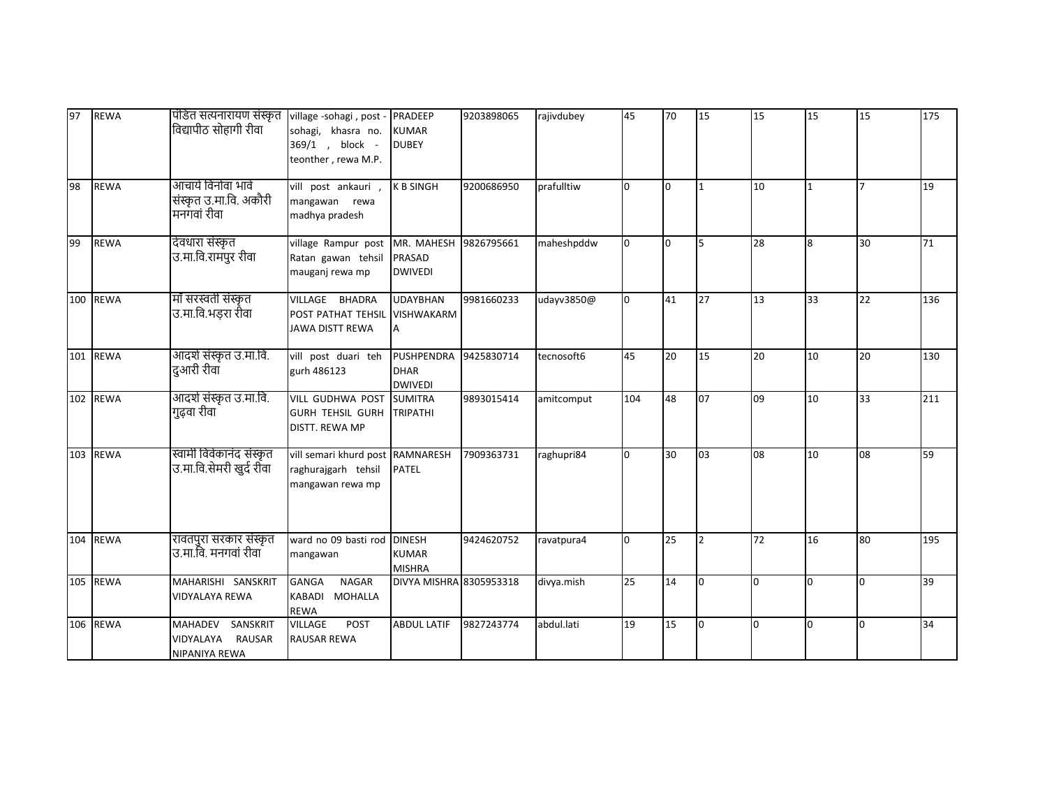| 97 | REWA | पंडित सत्यनारायण संस्कृत विद्यापीठ सोहागी रीवा | village -sohagi , post - sohagi, khasra no. 369/1 , block - teonther , rewa M.P. | PRADEEP KUMAR DUBEY | 9203898065 | rajivdubey | 45 | 70 | 15 | 15 | 15 | 15 | 175 |
|---|---|---|---|---|---|---|---|---|---|---|---|---|---|
| 98 | REWA | आचार्य विनोवा भावे संस्कृत उ.मा.वि. अकौरी मनगवां रीवा | vill post ankauri , mangawan rewa madhya pradesh | K B SINGH | 9200686950 | prafulltiw | 0 | 0 | 1 | 10 | 1 | 7 | 19 |
| 99 | REWA | देवधारा संस्कृत उ.मा.वि.रामपुर रीवा | village Rampur post Ratan gawan tehsil mauganj rewa mp | MR. MAHESH PRASAD DWIVEDI | 9826795661 | maheshpddw | 0 | 0 | 5 | 28 | 8 | 30 | 71 |
| 100 | REWA | माँ सरस्वती संस्कृत उ.मा.वि.भड़रा रीवा | VILLAGE BHADRA POST PATHAT TEHSIL JAWA DISTT REWA | UDAYBHAN VISHWAKARMA | 9981660233 | udayv3850@ | 0 | 41 | 27 | 13 | 33 | 22 | 136 |
| 101 | REWA | आदर्श संस्कृत उ.मा.वि. दुआरी रीवा | vill post duari teh gurh 486123 | PUSHPENDRA DHAR DWIVEDI | 9425830714 | tecnosoft6 | 45 | 20 | 15 | 20 | 10 | 20 | 130 |
| 102 | REWA | आदर्श संस्कृत उ.मा.वि. गुढ़वा रीवा | VILL GUDHWA POST GURH TEHSIL GURH DISTT. REWA MP | SUMITRA TRIPATHI | 9893015414 | amitcomput | 104 | 48 | 07 | 09 | 10 | 33 | 211 |
| 103 | REWA | स्वामी विवेकानंद संस्कृत उ.मा.वि.सेमरी खुर्द रीवा | vill semari khurd post raghurajgarh tehsil mangawan rewa mp | RAMNARESH PATEL | 7909363731 | raghupri84 | 0 | 30 | 03 | 08 | 10 | 08 | 59 |
| 104 | REWA | रावतपुरा सरकार संस्कृत उ.मा.वि. मनगवां रीवा | ward no 09 basti rod mangawan | DINESH KUMAR MISHRA | 9424620752 | ravatpura4 | 0 | 25 | 2 | 72 | 16 | 80 | 195 |
| 105 | REWA | MAHARISHI SANSKRIT VIDYALAYA REWA | GANGA NAGAR KABADI MOHALLA REWA | DIVYA MISHRA | 8305953318 | divya.mish | 25 | 14 | 0 | 0 | 0 | 0 | 39 |
| 106 | REWA | MAHADEV SANSKRIT VIDYALAYA RAUSAR NIPANIYA REWA | VILLAGE POST RAUSAR REWA | ABDUL LATIF | 9827243774 | abdul.lati | 19 | 15 | 0 | 0 | 0 | 0 | 34 |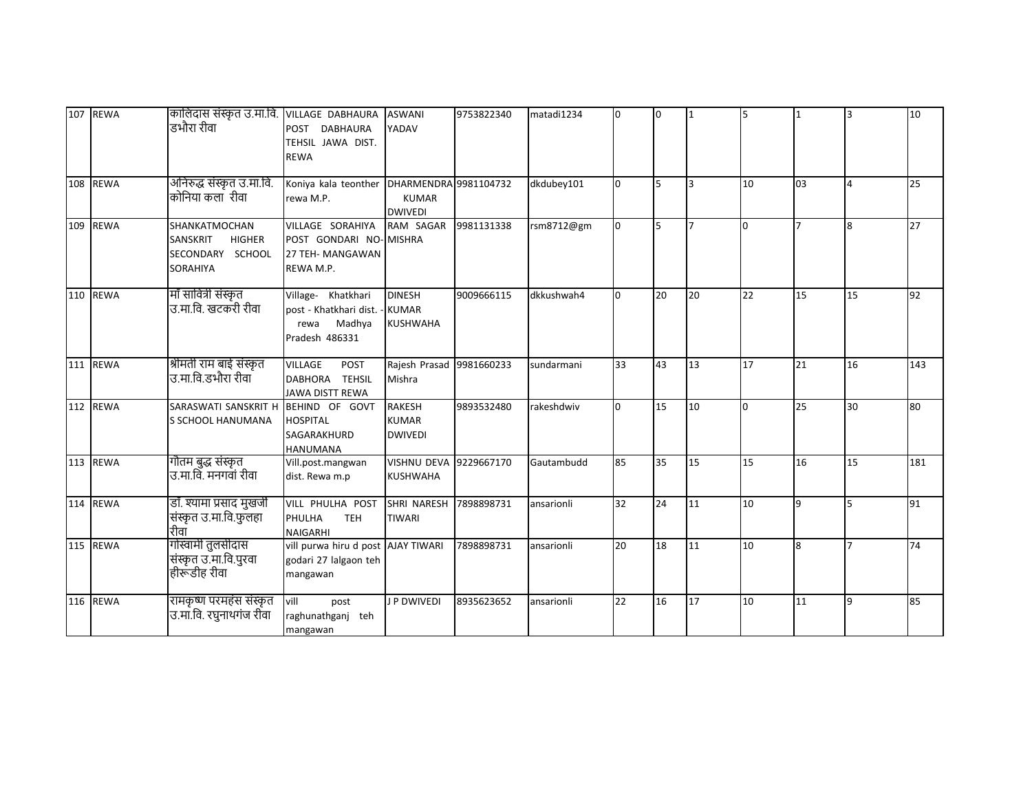| | | | | | | | | | | | | | |
|---|---|---|---|---|---|---|---|---|---|---|---|---|---|
| 107 | REWA | कालिदास संस्कृत उ.मा.वि. डभौरा रीवा | VILLAGE DABHAURA POST DABHAURA TEHSIL JAWA DIST. REWA | ASWANI YADAV | 9753822340 | matadi1234 | 0 | 0 | 1 | 5 | 1 | 3 | 10 |
| 108 | REWA | अनिरुद्ध संस्कृत उ.मा.वि. कोनिया कला रीवा | Koniya kala teonther rewa M.P. | DHARMENDRA KUMAR DWIVEDI | 9981104732 | dkdubey101 | 0 | 5 | 3 | 10 | 03 | 4 | 25 |
| 109 | REWA | SHANKATMOCHAN SANSKRIT HIGHER SECONDARY SCHOOL SORAHIYA | VILLAGE SORAHIYA POST GONDARI NO-27 TEH- MANGAWAN REWA M.P. | RAM SAGAR MISHRA | 9981131338 | rsm8712@gm | 0 | 5 | 7 | 0 | 7 | 8 | 27 |
| 110 | REWA | माँ सावित्री संस्कृत उ.मा.वि. खटकरी रीवा | Village- Khatkhari post - Khatkhari dist. - rewa Madhya Pradesh 486331 | DINESH KUMAR KUSHWAHA | 9009666115 | dkkushwah4 | 0 | 20 | 20 | 22 | 15 | 15 | 92 |
| 111 | REWA | श्रीमती राम बाई संस्कृत उ.मा.वि.डभौरा रीवा | VILLAGE POST DABHORA TEHSIL JAWA DISTT REWA | Rajesh Prasad Mishra | 9981660233 | sundarmani | 33 | 43 | 13 | 17 | 21 | 16 | 143 |
| 112 | REWA | SARASWATI SANSKRIT H S SCHOOL HANUMANA | BEHIND OF GOVT HOSPITAL SAGARAKHURD HANUMANA | RAKESH KUMAR DWIVEDI | 9893532480 | rakeshdwiv | 0 | 15 | 10 | 0 | 25 | 30 | 80 |
| 113 | REWA | गौतम बुद्ध संस्कृत उ.मा.वि. मनगवां रीवा | Vill.post.mangwan dist. Rewa m.p | VISHNU DEVA KUSHWAHA | 9229667170 | Gautambudd | 85 | 35 | 15 | 15 | 16 | 15 | 181 |
| 114 | REWA | डॉ. श्यामा प्रसाद मुखर्जी संस्कृत उ.मा.वि.फुलहा रीवा | VILL PHULHA POST PHULHA TEH NAIGARHI | SHRI NARESH TIWARI | 7898898731 | ansarionli | 32 | 24 | 11 | 10 | 9 | 5 | 91 |
| 115 | REWA | गोस्वामी तुलसीदास संस्कृत उ.मा.वि.पुरवा हीरूडीह रीवा | vill purwa hiru d post godari 27 lalgaon teh mangawan | AJAY TIWARI | 7898898731 | ansarionli | 20 | 18 | 11 | 10 | 8 | 7 | 74 |
| 116 | REWA | रामकृष्ण परमहंस संस्कृत उ.मा.वि. रघुनाथगंज रीवा | vill post raghunathganj teh mangawan | J P DWIVEDI | 8935623652 | ansarionli | 22 | 16 | 17 | 10 | 11 | 9 | 85 |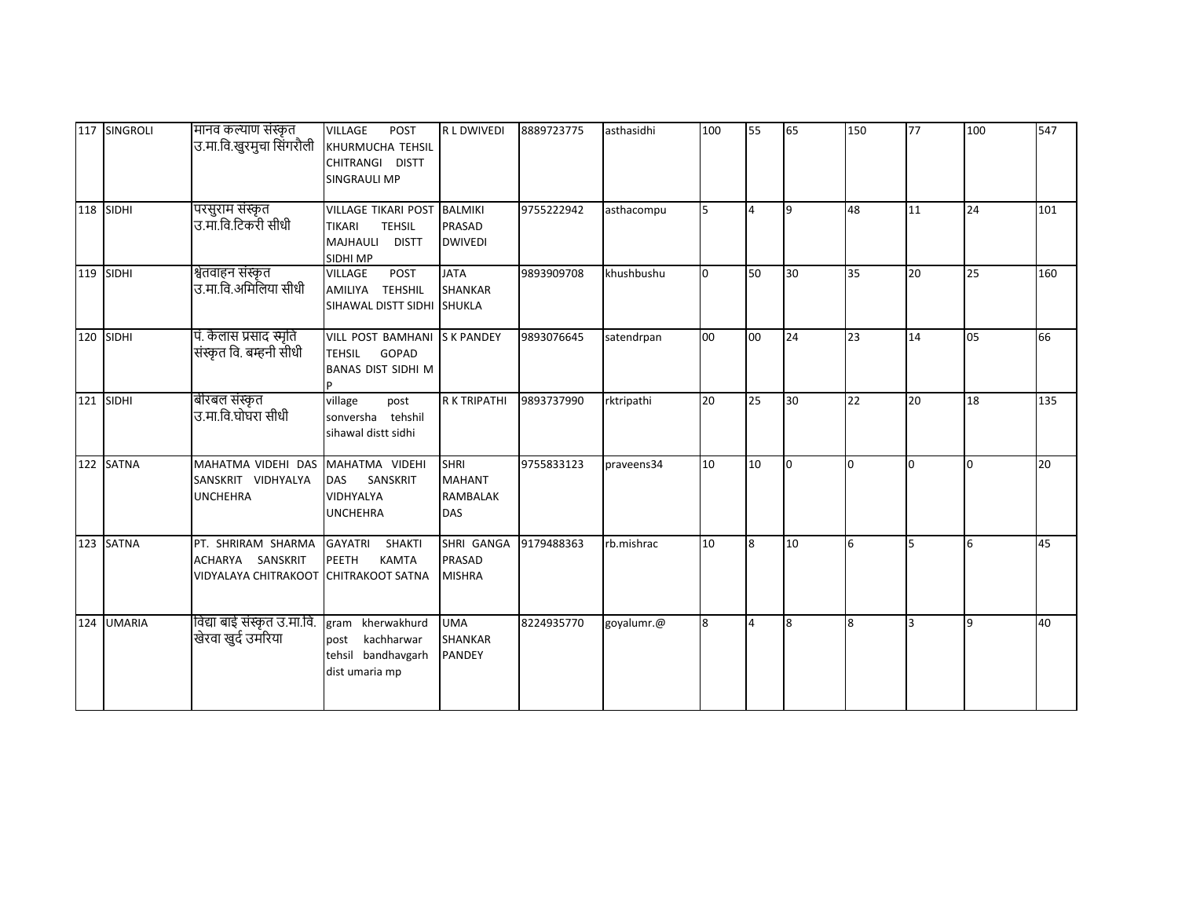| | | | | | | | | | | | | | |
|---|---|---|---|---|---|---|---|---|---|---|---|---|---|
| 117 | SINGROLI | मानव कल्याण संस्कृत उ.मा.वि.खुरमुचा सिंगरौली | VILLAGE POST KHURMUCHA TEHSIL CHITRANGI DISTT SINGRAULI MP | R L DWIVEDI | 8889723775 | asthasidhi | 100 | 55 | 65 | 150 | 77 | 100 | 547 |
| 118 | SIDHI | परसुराम संस्कृत उ.मा.वि.टिकरी सीधी | VILLAGE TIKARI POST TIKARI TEHSIL MAJHAULI DISTT SIDHI MP | BALMIKI PRASAD DWIVEDI | 9755222942 | asthacompu | 5 | 4 | 9 | 48 | 11 | 24 | 101 |
| 119 | SIDHI | श्वेतवाहन संस्कृत उ.मा.वि.अमिलिया सीधी | VILLAGE POST AMILIYA TEHSHIL SIHAWAL DISTT SIDHI | JATA SHANKAR SHUKLA | 9893909708 | khushbushu | 0 | 50 | 30 | 35 | 20 | 25 | 160 |
| 120 | SIDHI | पं. कैलास प्रसाद स्मृति संस्कृत वि. बम्हनी सीधी | VILL POST BAMHANI TEHSIL GOPAD BANAS DIST SIDHI M P | S K PANDEY | 9893076645 | satendrpan | 00 | 00 | 24 | 23 | 14 | 05 | 66 |
| 121 | SIDHI | बीरबल संस्कृत उ.मा.वि.घोघरा सीधी | village post sonversha tehshil sihawal distt sidhi | R K TRIPATHI | 9893737990 | rktripathi | 20 | 25 | 30 | 22 | 20 | 18 | 135 |
| 122 | SATNA | MAHATMA VIDEHI DAS SANSKRIT VIDHYALYA UNCHEHRA | MAHATMA VIDEHI DAS SANSKRIT VIDHYALYA UNCHEHRA | SHRI MAHANT RAMBALAK DAS | 9755833123 | praveens34 | 10 | 10 | 0 | 0 | 0 | 0 | 20 |
| 123 | SATNA | PT. SHRIRAM SHARMA ACHARYA SANSKRIT VIDYALAYA CHITRAKOOT | GAYATRI SHAKTI PEETH KAMTA CHITRAKOOT SATNA | SHRI GANGA PRASAD MISHRA | 9179488363 | rb.mishrac | 10 | 8 | 10 | 6 | 5 | 6 | 45 |
| 124 | UMARIA | विद्या बाई संस्कृत उ.मा.वि. खेरवा खुर्द उमरिया | gram kherwakhurd post kachharwar tehsil bandhavgarh dist umaria mp | UMA SHANKAR PANDEY | 8224935770 | goyalumr.@ | 8 | 4 | 8 | 8 | 3 | 9 | 40 |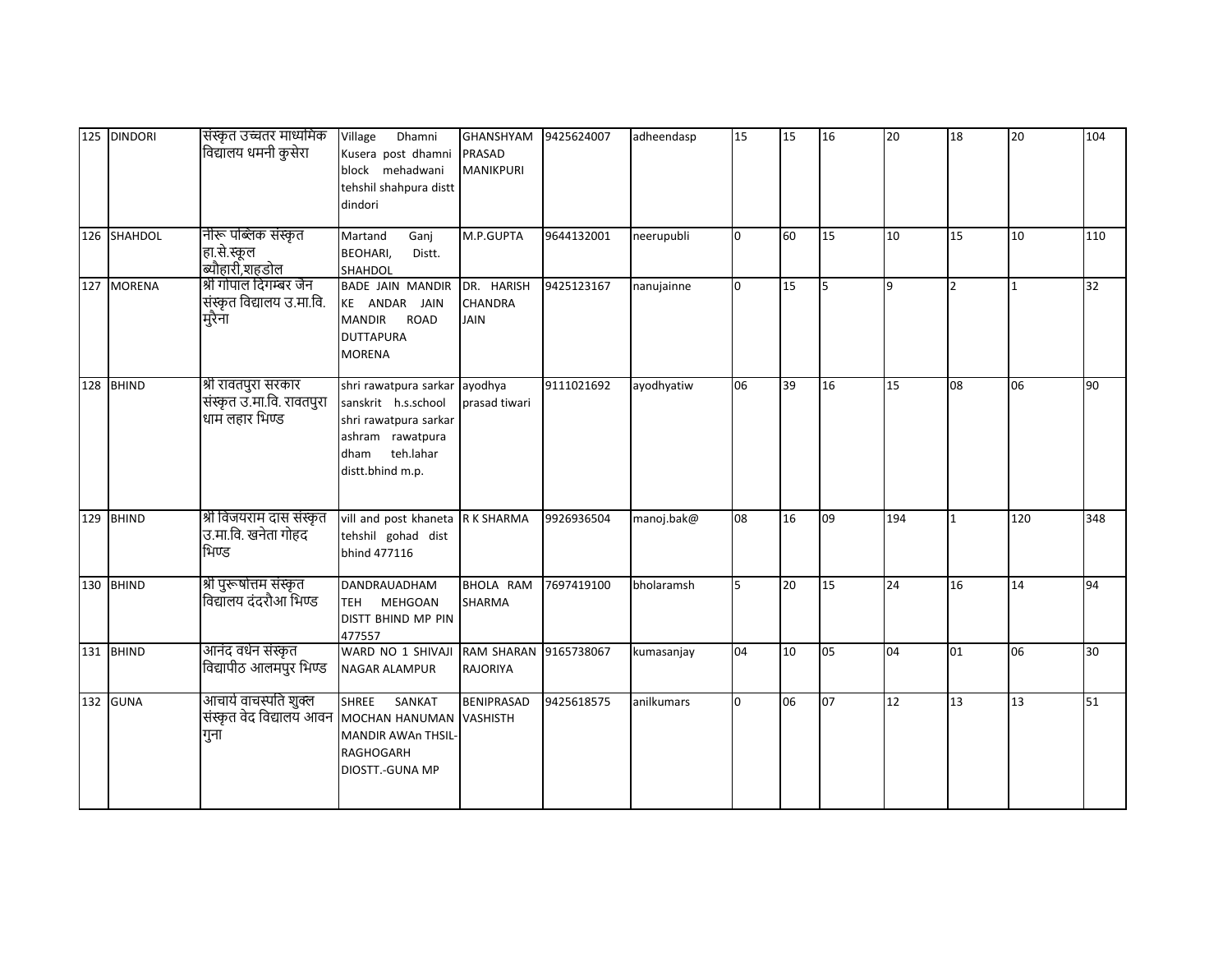| 125 | DINDORI | संस्कृत उच्चतर माध्यमिक विद्यालय धमनी कुसेरा | Village Dhamni Kusera post dhamni block mehadwani tehshil shahpura distt dindori | GHANSHYAM PRASAD MANIKPURI | 9425624007 | adheendasp | 15 | 15 | 16 | 20 | 18 | 20 | 104 |
|---|---|---|---|---|---|---|---|---|---|---|---|---|---|
| 126 | SHAHDOL | नीरू पब्लिक संस्कृत हा.से.स्कूल ब्यौहारी,शहडोल | Martand Ganj BEOHARI, Distt. SHAHDOL | M.P.GUPTA | 9644132001 | neerupubli | 0 | 60 | 15 | 10 | 15 | 10 | 110 |
| 127 | MORENA | श्री गोपाल दिगम्बर जैन संस्कृत विद्यालय उ.मा.वि. मुरैना | BADE JAIN MANDIR KE ANDAR JAIN MANDIR ROAD DUTTAPURA MORENA | DR. HARISH CHANDRA JAIN | 9425123167 | nanujainne | 0 | 15 | 5 | 9 | 2 | 1 | 32 |
| 128 | BHIND | श्री रावतपुरा सरकार संस्कृत उ.मा.वि. रावतपुरा धाम लहार भिण्ड | shri rawatpura sarkar sanskrit h.s.school shri rawatpura sarkar ashram rawatpura dham teh.lahar distt.bhind m.p. | ayodhya prasad tiwari | 9111021692 | ayodhyatiw | 06 | 39 | 16 | 15 | 08 | 06 | 90 |
| 129 | BHIND | श्री विजयराम दास संस्कृत उ.मा.वि. खनेता गोहद भिण्ड | vill and post khaneta tehshil gohad dist bhind 477116 | R K SHARMA | 9926936504 | manoj.bak@ | 08 | 16 | 09 | 194 | 1 | 120 | 348 |
| 130 | BHIND | श्री पुरूषोत्तम संस्कृत विद्यालय दंदरौआ भिण्ड | DANDRAUADHAM TEH MEHGOAN DISTT BHIND MP PIN 477557 | BHOLA RAM SHARMA | 7697419100 | bholaramsh | 5 | 20 | 15 | 24 | 16 | 14 | 94 |
| 131 | BHIND | आनंद वर्धन संस्कृत विद्यापीठ आलमपुर भिण्ड | WARD NO 1 SHIVAJI NAGAR ALAMPUR | RAM SHARAN RAJORIYA | 9165738067 | kumasanjay | 04 | 10 | 05 | 04 | 01 | 06 | 30 |
| 132 | GUNA | आचार्य वाचस्पति शुक्ल संस्कृत वेद विद्यालय आवन गुना | SHREE SANKAT MOCHAN HANUMAN MANDIR AWAn THSIL-RAGHOGARH DIOSTT.-GUNA MP | BENIPRASAD VASHISTH | 9425618575 | anilkumars | 0 | 06 | 07 | 12 | 13 | 13 | 51 |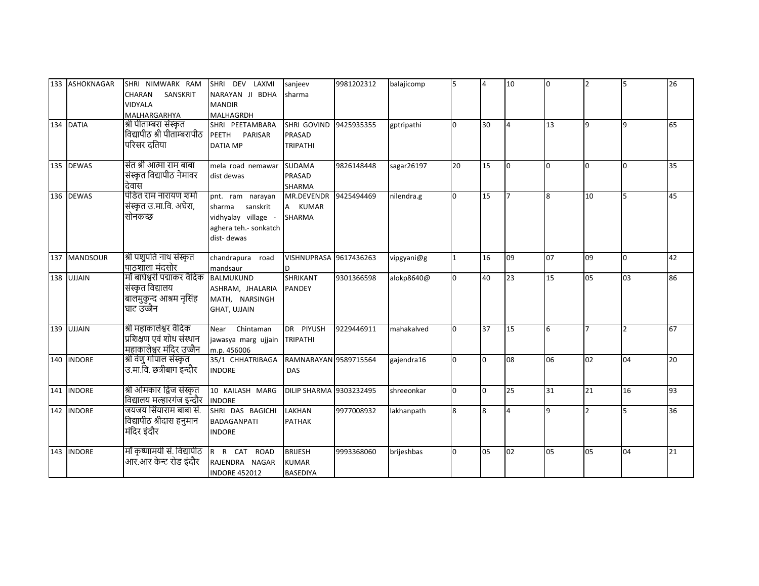| 133 | ASHOKNAGAR | SHRI NIMWARK RAM CHARAN SANSKRIT VIDYALA MALHARGARHYA | SHRI DEV LAXMI NARAYAN JI BDHA MANDIR MALHAGRDH | sanjeev sharma | 9981202312 | balajicomp | 5 | 4 | 10 | 0 | 2 | 5 | 26 |
|---|---|---|---|---|---|---|---|---|---|---|---|---|---|
| 134 | DATIA | श्री पीताम्बरा संस्कृत विद्यापीठ श्री पीताम्बरापीठ परिसर दतिया | SHRI PEETAMBARA PEETH PARISAR DATIA MP | SHRI GOVIND PRASAD TRIPATHI | 9425935355 | gptripathi | 0 | 30 | 4 | 13 | 9 | 9 | 65 |
| 135 | DEWAS | संत श्री आत्मा राम बाबा संस्कृत विद्यापीठ नेमावर देवास | mela road nemawar dist dewas | SUDAMA PRASAD SHARMA | 9826148448 | sagar26197 | 20 | 15 | 0 | 0 | 0 | 0 | 35 |
| 136 | DEWAS | पंडित राम नारायण शर्मा संस्कृत उ.मा.वि. अघेरा, सोनकच्छ | pnt. ram narayan sharma sanskrit vidhyalay village - aghera teh.- sonkatch dist- dewas | MR.DEVENDRA KUMAR SHARMA | 9425494469 | nilendra.g | 0 | 15 | 7 | 8 | 10 | 5 | 45 |
| 137 | MANDSOUR | श्री पशुपति नाथ संस्कृत पाठशाला मंदसोर | chandrapura road mandsaur | VISHNUPRASAD | 9617436263 | vipgyani@g | 1 | 16 | 09 | 07 | 09 | 0 | 42 |
| 138 | UJJAIN | माँ बाघेश्वरी पद्माकर वैदिक संस्कृत विद्यालय बालमुकुन्द आश्रम नृसिंह घाट उज्जैन | BALMUKUND ASHRAM, JHALARIA MATH, NARSINGH GHAT, UJJAIN | SHRIKANT PANDEY | 9301366598 | alokp8640@ | 0 | 40 | 23 | 15 | 05 | 03 | 86 |
| 139 | UJJAIN | श्री महाकालेश्वर वैदिक प्रशिक्षण एवं शोध संस्थान महाकालेश्वर मंदिर उज्जैन | Near Chintaman jawasya marg ujjain m.p. 456006 | DR PIYUSH TRIPATHI | 9229446911 | mahakalved | 0 | 37 | 15 | 6 | 7 | 2 | 67 |
| 140 | INDORE | श्री वेणु गोपाल संस्कृत उ.मा.वि. छत्रीबाग इन्दौर | 35/1 CHHATRIBAGA INDORE | RAMNARAYAN DAS | 9589715564 | gajendra16 | 0 | 0 | 08 | 06 | 02 | 04 | 20 |
| 141 | INDORE | श्री ओमकार द्विज संस्कृत विद्यालय मल्हारगंज इन्दौर | 10 KAILASH MARG INDORE | DILIP SHARMA | 9303232495 | shreeonkar | 0 | 0 | 25 | 31 | 21 | 16 | 93 |
| 142 | INDORE | जयजय सियाराम बाबा सं. विद्यापीठ श्रीदास हनुमान मंदिर इंदौर | SHRI DAS BAGICHI BADAGANPATI INDORE | LAKHAN PATHAK | 9977008932 | lakhanpath | 8 | 8 | 4 | 9 | 2 | 5 | 36 |
| 143 | INDORE | माँ कृष्णामयी सं. विद्यापीठ आर.आर केन्ट रोड इंदौर | R R CAT ROAD RAJENDRA NAGAR INDORE 452012 | BRIJESH KUMAR BASEDIYA | 9993368060 | brijeshbas | 0 | 05 | 02 | 05 | 05 | 04 | 21 |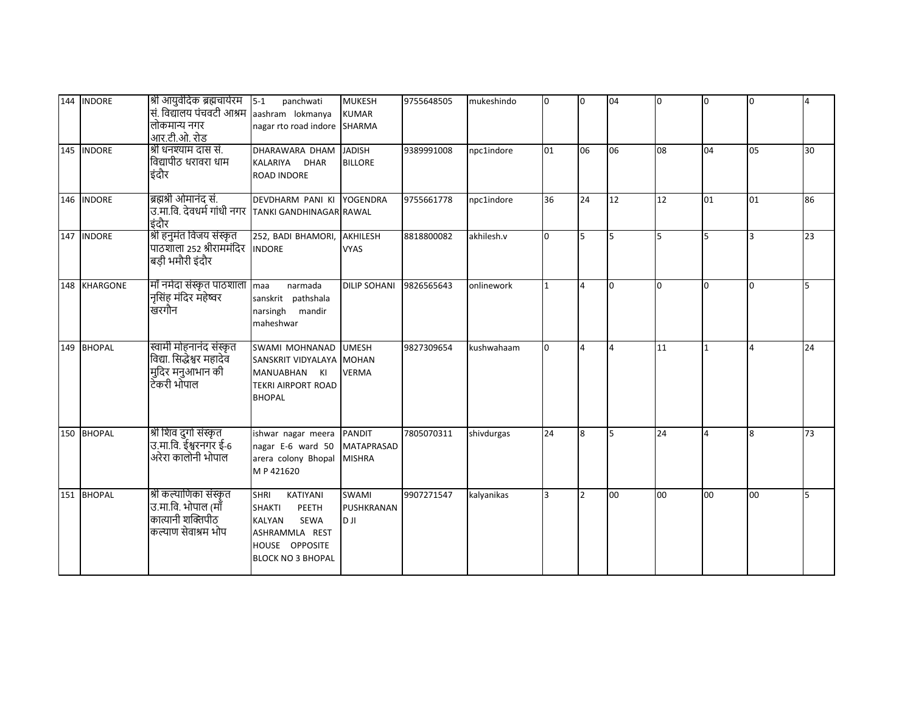| 144 | INDORE | श्री आयुर्वेदिक ब्रह्मचार्यरम सं. विद्यालय पंचवटी आश्रम लोकमान्य नगर आर.टी.ओ. रोड | 5-1 panchwati aashram lokmanya nagar rto road indore | MUKESH KUMAR SHARMA | 9755648505 | mukeshindo | 0 | 0 | 04 | 0 | 0 | 0 | 4 |
|---|---|---|---|---|---|---|---|---|---|---|---|---|---|
| 145 | INDORE | श्री धनश्याम दास सं. विद्यापीठ धरावरा धाम इंदौर | DHARAWARA DHAM KALARIYA DHAR ROAD INDORE | JADISH BILLORE | 9389991008 | npc1indore | 01 | 06 | 06 | 08 | 04 | 05 | 30 |
| 146 | INDORE | ब्रह्मश्री ओमानंद सं. उ.मा.वि. देवधर्म गांधी नगर इंदौर | DEVDHARM PANI KI TANKI GANDHINAGAR | YOGENDRA RAWAL | 9755661778 | npc1indore | 36 | 24 | 12 | 12 | 01 | 01 | 86 |
| 147 | INDORE | श्री हनुमंत विजय संस्कृत पाठशाला 252 श्रीराममंदिर बड़ी भमौरी इंदौर | 252, BADI BHAMORI, INDORE | AKHILESH VYAS | 8818800082 | akhilesh.v | 0 | 5 | 5 | 5 | 5 | 3 | 23 |
| 148 | KHARGONE | माँ नर्मदा संस्कृत पाठशाला नृसिंह मंदिर महेष्वर खरगौन | maa narmada sanskrit pathshala narsingh mandir maheshwar | DILIP SOHANI | 9826565643 | onlinework | 1 | 4 | 0 | 0 | 0 | 0 | 5 |
| 149 | BHOPAL | स्वामी मोहनानंद संस्कृत विद्या. सिद्धेश्वर महादेव मुदिर मनुआभान की टेकरी भोपाल | SWAMI MOHNANAD SANSKRIT VIDYALAYA MANUABHAN KI TEKRI AIRPORT ROAD BHOPAL | UMESH MOHAN VERMA | 9827309654 | kushwahaam | 0 | 4 | 4 | 11 | 1 | 4 | 24 |
| 150 | BHOPAL | श्री शिव दुर्गा संस्कृत उ.मा.वि. ईश्वरनगर ई-6 अरेरा कालोनी भोपाल | ishwar nagar meera nagar E-6 ward 50 arera colony Bhopal M P 421620 | PANDIT MATAPRASAD MISHRA | 7805070311 | shivdurgas | 24 | 8 | 5 | 24 | 4 | 8 | 73 |
| 151 | BHOPAL | श्री कल्याणिका संस्कृत उ.मा.वि. भोपाल (माँ कात्यानी शक्तिपीठ कल्याण सेवाश्रम भोप | SHRI KATIYANI SHAKTI PEETH KALYAN SEWA ASHRAMMLA REST HOUSE OPPOSITE BLOCK NO 3 BHOPAL | SWAMI PUSHKRANAND JI | 9907271547 | kalyanikas | 3 | 2 | 00 | 00 | 00 | 00 | 5 |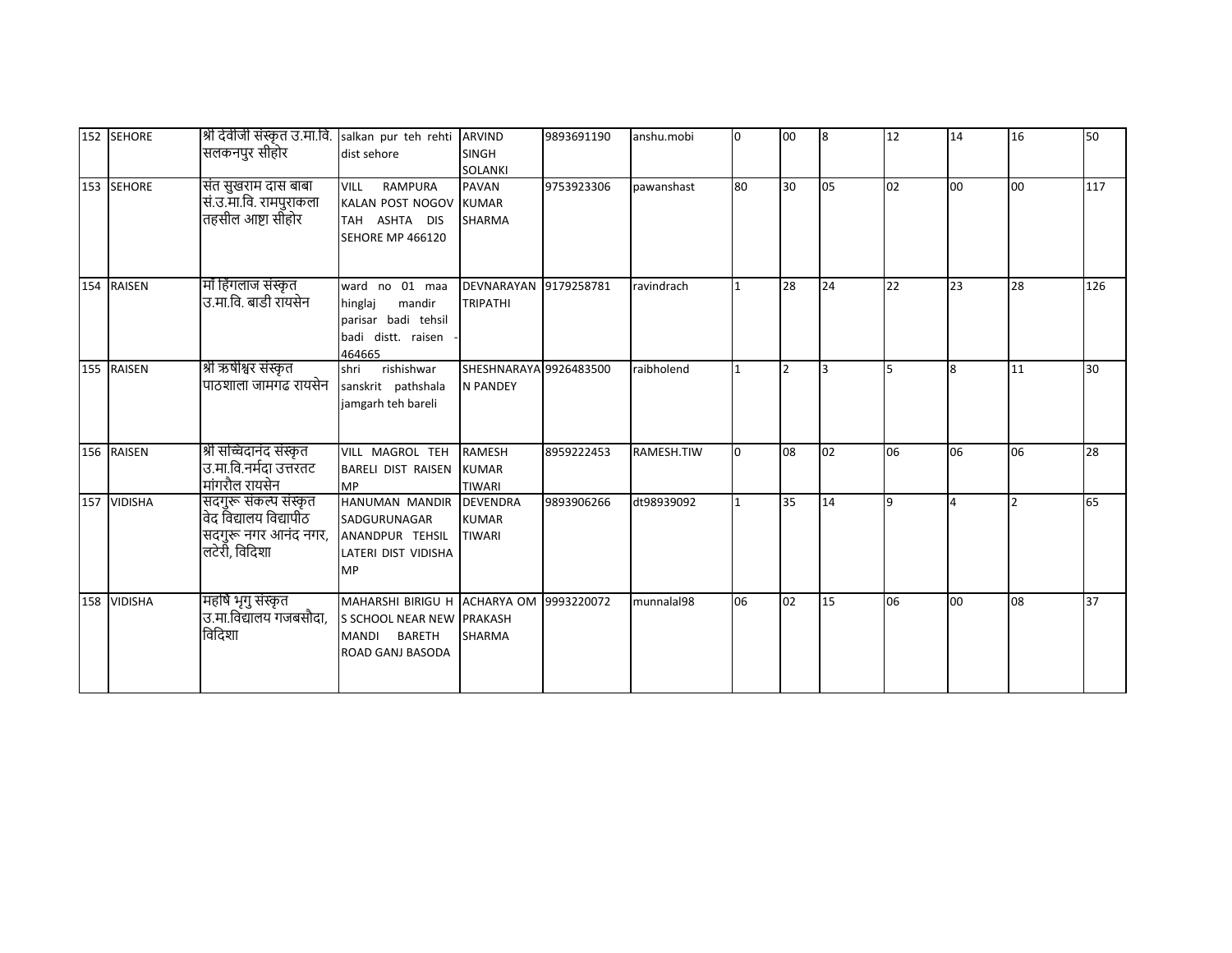| | | | | | | | | | | | | | |
|---|---|---|---|---|---|---|---|---|---|---|---|---|---|
| 152 | SEHORE | श्री देवीजी संस्कृत उ.मा.वि. सलकनपुर सीहोर | salkan pur teh rehti dist sehore | ARVIND SINGH SOLANKI | 9893691190 | anshu.mobi | 0 | 00 | 8 | 12 | 14 | 16 | 50 |
| 153 | SEHORE | संत सुखराम दास बाबा सं.उ.मा.वि. रामपुराकला तहसील आष्टा सीहोर | VILL RAMPURA KALAN POST NOGOV TAH ASHTA DIS SEHORE MP 466120 | PAVAN KUMAR SHARMA | 9753923306 | pawanshast | 80 | 30 | 05 | 02 | 00 | 00 | 117 |
| 154 | RAISEN | माँ हिंगलाज संस्कृत उ.मा.वि. बाडी रायसेन | ward no 01 maa hinglaj mandir parisar badi tehsil badi distt. raisen - 464665 | DEVNARAYAN TRIPATHI | 9179258781 | ravindrach | 1 | 28 | 24 | 22 | 23 | 28 | 126 |
| 155 | RAISEN | श्री ऋषीश्वर संस्कृत पाठशाला जामगढ रायसेन | shri rishishwar sanskrit pathshala jamgarh teh bareli | SHESHNARAYAN PANDEY | 9926483500 | raibholend | 1 | 2 | 3 | 5 | 8 | 11 | 30 |
| 156 | RAISEN | श्री सच्चिदानंद संस्कृत उ.मा.वि.नर्मदा उत्तरतट मांगरौल रायसेन | VILL MAGROL TEH BARELI DIST RAISEN MP | RAMESH KUMAR TIWARI | 8959222453 | RAMESH.TIW | 0 | 08 | 02 | 06 | 06 | 06 | 28 |
| 157 | VIDISHA | सदगुरू संकल्प संस्कृत वेद विद्यालय विद्यापीठ सदगुरू नगर आनंद नगर, लटेरी, विदिशा | HANUMAN MANDIR SADGURUNAGAR ANANDPUR TEHSIL LATERI DIST VIDISHA MP | DEVENDRA KUMAR TIWARI | 9893906266 | dt98939092 | 1 | 35 | 14 | 9 | 4 | 2 | 65 |
| 158 | VIDISHA | महर्षि भृगु संस्कृत उ.मा.विद्यालय गजबसौदा, विदिशा | MAHARSHI BIRIGU H S SCHOOL NEAR NEW MANDI BARETH ROAD GANJ BASODA | ACHARYA OM PRAKASH SHARMA | 9993220072 | munnalal98 | 06 | 02 | 15 | 06 | 00 | 08 | 37 |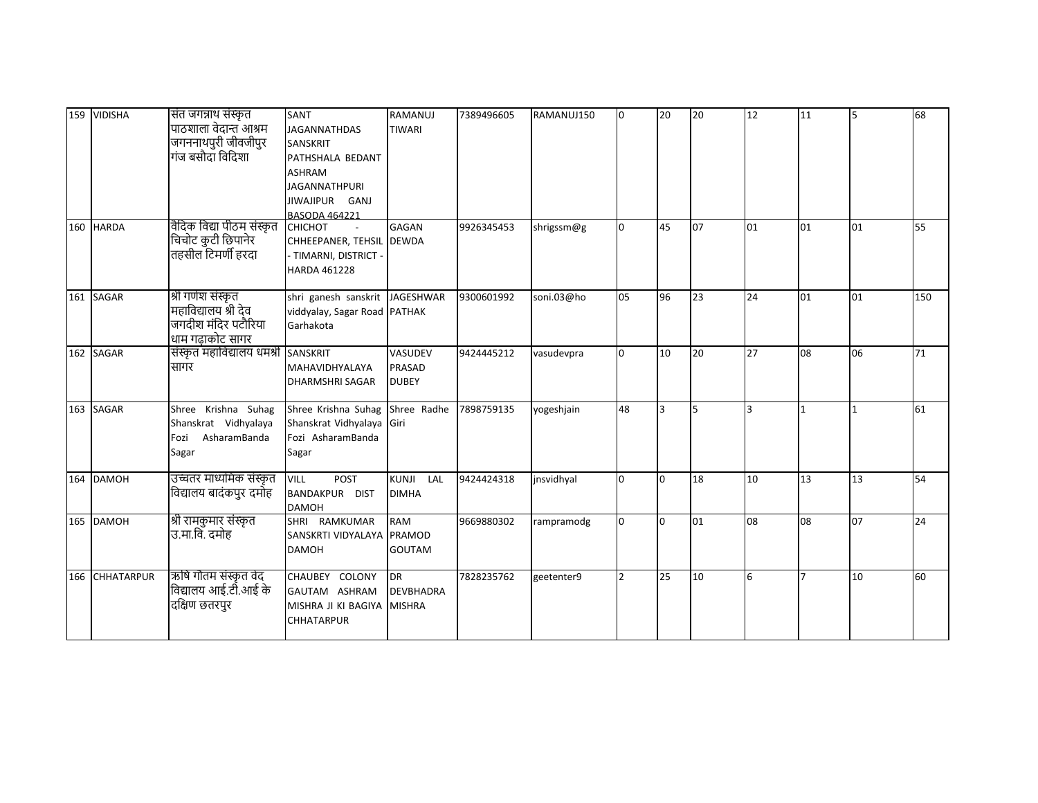| 159 | VIDISHA | संत जगन्नाथ संस्कृत पाठशाला वेदान्त आश्रम जगननाथपुरी जीवजीपुर गंज बसौदा विदिशा | SANT JAGANNATHDAS SANSKRIT PATHSHALA BEDANT ASHRAM JAGANNATHPURI JIWAJIPUR GANJ BASODA 464221 | RAMANUJ TIWARI | 7389496605 | RAMANUJ150 | 0 | 20 | 20 | 12 | 11 | 5 | 68 |
|---|---|---|---|---|---|---|---|---|---|---|---|---|---|
| 160 | HARDA | वैदिक विद्या पीठम संस्कृत चिचोट कुटी छिपानेर तहसील टिमर्णी हरदा | CHICHOT - CHHEEPANER, TEHSIL - TIMARNI, DISTRICT - HARDA 461228 | GAGAN DEWDA | 9926345453 | shrigssm@g | 0 | 45 | 07 | 01 | 01 | 01 | 55 |
| 161 | SAGAR | श्री गणेश संस्कृत महाविद्यालय श्री देव जगदीश मंदिर पटौरिया धाम गढ़ाकोट सागर | shri ganesh sanskrit viddyalay, Sagar Road Garhakota | JAGESHWAR PATHAK | 9300601992 | soni.03@ho | 05 | 96 | 23 | 24 | 01 | 01 | 150 |
| 162 | SAGAR | संस्कृत महाविद्यालय धमश्री सागर | SANSKRIT MAHAVIDHYALAYA DHARMSHRI SAGAR | VASUDEV PRASAD DUBEY | 9424445212 | vasudevpra | 0 | 10 | 20 | 27 | 08 | 06 | 71 |
| 163 | SAGAR | Shree Krishna Suhag Shanskrat Vidhyalaya Fozi AsharamBanda Sagar | Shree Krishna Suhag Shanskrat Vidhyalaya Fozi AsharamBanda Sagar | Shree Radhe Giri | 7898759135 | yogeshjain | 48 | 3 | 5 | 3 | 1 | 1 | 61 |
| 164 | DAMOH | उच्चतर माध्यमिक संस्कृत विद्यालय बादंकपुर दमोह | VILL POST BANDAKPUR DIST DAMOH | KUNJI LAL DIMHA | 9424424318 | jnsvidhyal | 0 | 0 | 18 | 10 | 13 | 13 | 54 |
| 165 | DAMOH | श्री रामकुमार संस्कृत उ.मा.वि. दमोह | SHRI RAMKUMAR SANSKRTI VIDYALAYA DAMOH | RAM PRAMOD GOUTAM | 9669880302 | rampramodg | 0 | 0 | 01 | 08 | 08 | 07 | 24 |
| 166 | CHHATARPUR | ऋषि गौतम संस्कृत वेद विद्यालय आई.टी.आई के दक्षिण छतरपुर | CHAUBEY COLONY GAUTAM ASHRAM MISHRA JI KI BAGIYA CHHATARPUR | DR DEVBHADRA MISHRA | 7828235762 | geetenter9 | 2 | 25 | 10 | 6 | 7 | 10 | 60 |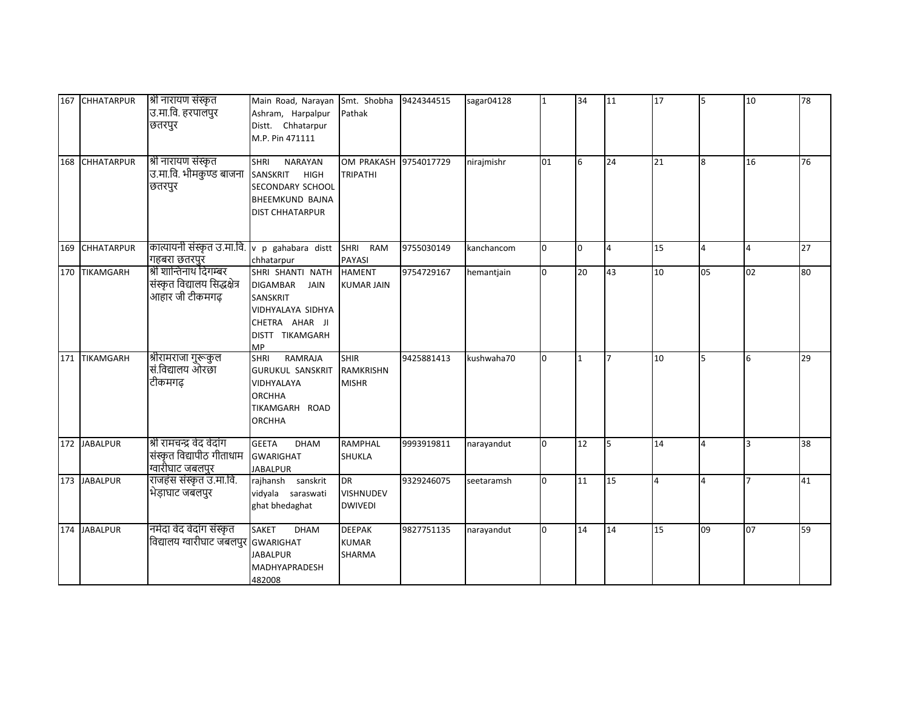| 167 | CHHATARPUR | श्री नारायण संस्कृत उ.मा.वि. हरपालपुर छतरपुर | Main Road, Narayan Ashram, Harpalpur Distt. Chhatarpur M.P. Pin 471111 | Smt. Shobha Pathak | 9424344515 | sagar04128 | 1 | 34 | 11 | 17 | 5 | 10 | 78 |
|---|---|---|---|---|---|---|---|---|---|---|---|---|---|
| 168 | CHHATARPUR | श्री नारायण संस्कृत उ.मा.वि. भीमकुण्ड बाजना छतरपुर | SHRI NARAYAN SANSKRIT HIGH SECONDARY SCHOOL BHEEMKUND BAJNA DIST CHHATARPUR | OM PRAKASH TRIPATHI | 9754017729 | nirajmishr | 01 | 6 | 24 | 21 | 8 | 16 | 76 |
| 169 | CHHATARPUR | कात्यायनी संस्कृत उ.मा.वि. गहबरा छतरपुर | v p gahabara distt chhatarpur | SHRI RAM PAYASI | 9755030149 | kanchancom | 0 | 0 | 4 | 15 | 4 | 4 | 27 |
| 170 | TIKAMGARH | श्री शान्तिनाथ दिगम्बर संस्कृत विद्यालय सिद्धक्षेत्र आहार जी टीकमगढ़ | SHRI SHANTI NATH DIGAMBAR JAIN SANSKRIT VIDHYALAYA SIDHYA CHETRA AHAR JI DISTT TIKAMGARH MP | HAMENT KUMAR JAIN | 9754729167 | hemantjain | 0 | 20 | 43 | 10 | 05 | 02 | 80 |
| 171 | TIKAMGARH | श्रीरामराजा गुरूकुल सं.विद्यालय ओरछा टीकमगढ़ | SHRI RAMRAJA GURUKUL SANSKRIT VIDHYALAYA ORCHHA TIKAMGARH ROAD ORCHHA | SHIR RAMKRISHN MISHR | 9425881413 | kushwaha70 | 0 | 1 | 7 | 10 | 5 | 6 | 29 |
| 172 | JABALPUR | श्री रामचन्द्र वेद वेदांग संस्कृत विद्यापीठ गीताधाम ग्वारीघाट जबलपुर | GEETA DHAM GWARIGHAT JABALPUR | RAMPHAL SHUKLA | 9993919811 | narayandut | 0 | 12 | 5 | 14 | 4 | 3 | 38 |
| 173 | JABALPUR | राजहंस संस्कृत उ.मा.वि. भेड़ाघाट जबलपुर | rajhansh sanskrit vidyala saraswati ghat bhedaghat | DR VISHNUDEV DWIVEDI | 9329246075 | seetaramsh | 0 | 11 | 15 | 4 | 4 | 7 | 41 |
| 174 | JABALPUR | नर्मदा वेद वेदांग संस्कृत विद्यालय ग्वारीघाट जबलपुर | SAKET DHAM GWARIGHAT JABALPUR MADHYAPRADESH 482008 | DEEPAK KUMAR SHARMA | 9827751135 | narayandut | 0 | 14 | 14 | 15 | 09 | 07 | 59 |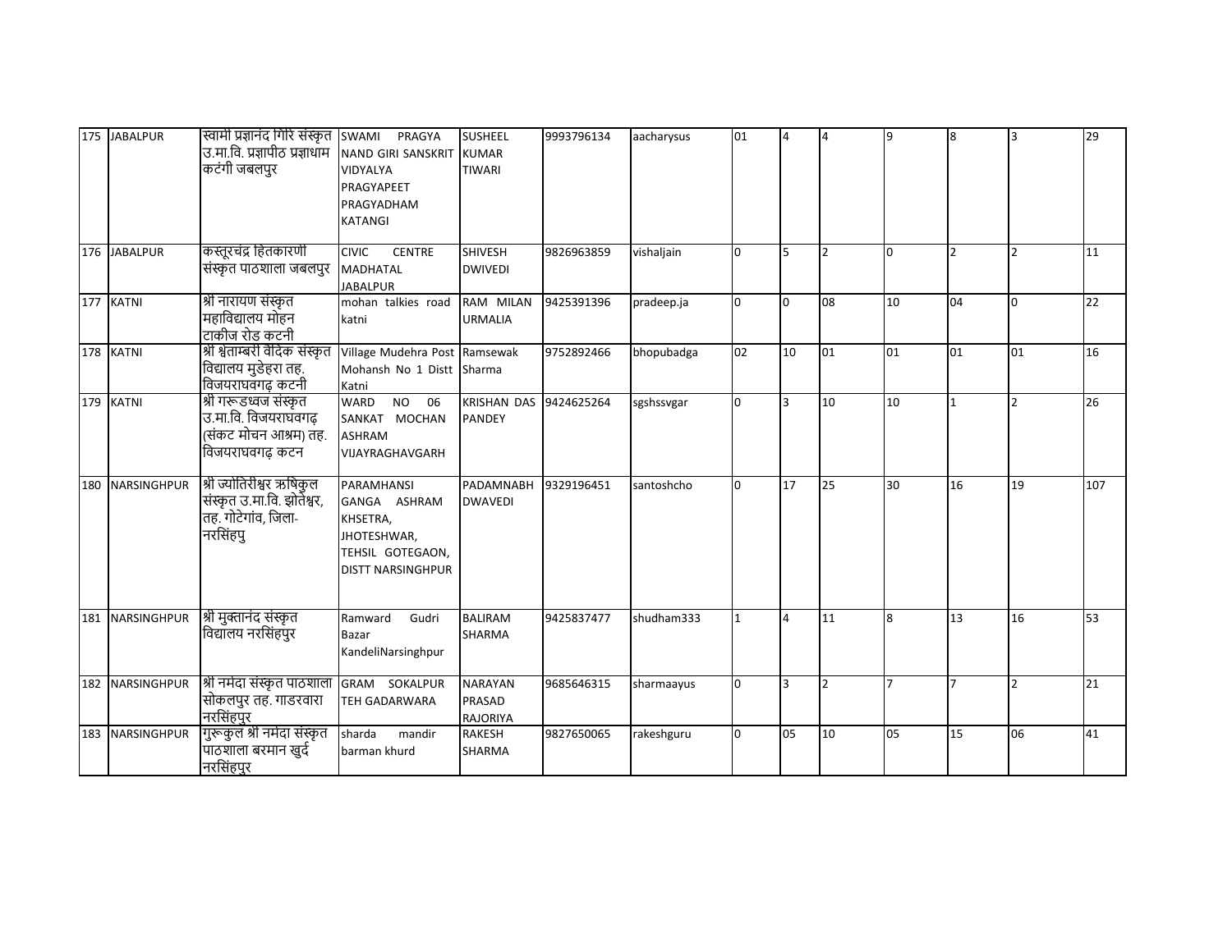| 175 | JABALPUR | स्वामी प्रज्ञानंद गिरि संस्कृत उ.मा.वि. प्रज्ञापीठ प्रज्ञाधाम कटंगी जबलपुर | SWAMI PRAGYA NAND GIRI SANSKRIT VIDYALYA PRAGYAPEET PRAGYADHAM KATANGI | SUSHEEL KUMAR TIWARI | 9993796134 | aacharysus | 01 | 4 | 4 | 9 | 8 | 3 | 29 |
|---|---|---|---|---|---|---|---|---|---|---|---|---|---|
| 176 | JABALPUR | कस्तूरचंद्र हितकारणी संस्कृत पाठशाला जबलपुर | CIVIC CENTRE MADHATAL JABALPUR | SHIVESH DWIVEDI | 9826963859 | vishaljain | 0 | 5 | 2 | 0 | 2 | 2 | 11 |
| 177 | KATNI | श्री नारायण संस्कृत महाविद्यालय मोहन टाकीज रोड कटनी | mohan talkies road katni | RAM MILAN URMALIA | 9425391396 | pradeep.ja | 0 | 0 | 08 | 10 | 04 | 0 | 22 |
| 178 | KATNI | श्री श्वेताम्बरी वैदिक संस्कृत विद्यालय मुडेहरा तह. विजयराघवगढ़ कटनी | Village Mudehra Post Mohansh No 1 Distt Katni | Ramsewak Sharma | 9752892466 | bhopubadga | 02 | 10 | 01 | 01 | 01 | 01 | 16 |
| 179 | KATNI | श्री गरूडध्वज संस्कृत उ.मा.वि. विजयराघवगढ़ (संकट मोचन आश्रम) तह. विजयराघवगढ़ कटन | WARD NO 06 SANKAT MOCHAN ASHRAM VIJAYRAGHAVGARH | KRISHAN DAS PANDEY | 9424625264 | sgshssvgar | 0 | 3 | 10 | 10 | 1 | 2 | 26 |
| 180 | NARSINGHPUR | श्री ज्योतिरीश्वर ऋषिकुल संस्कृत उ.मा.वि. झोतेश्वर, तह. गोटेगांव, जिला- नरसिंहपु | PARAMHANSI GANGA ASHRAM KHSETRA, JHOTESHWAR, TEHSIL GOTEGAON, DISTT NARSINGHPUR | PADAMNABH DWAVEDI | 9329196451 | santoshcho | 0 | 17 | 25 | 30 | 16 | 19 | 107 |
| 181 | NARSINGHPUR | श्री मुक्तानंद संस्कृत विद्यालय नरसिंहपुर | Ramward Gudri Bazar KandeliNarsinghpur | BALIRAM SHARMA | 9425837477 | shudham333 | 1 | 4 | 11 | 8 | 13 | 16 | 53 |
| 182 | NARSINGHPUR | श्री नर्मदा संस्कृत पाठशाला सोकलपुर तह. गाडरवारा नरसिंहपुर | GRAM SOKALPUR TEH GADARWARA | NARAYAN PRASAD RAJORIYA | 9685646315 | sharmaayus | 0 | 3 | 2 | 7 | 7 | 2 | 21 |
| 183 | NARSINGHPUR | गुरूकुल श्री नर्मदा संस्कृत पाठशाला बरमान खुर्द नरसिंहपुर | sharda mandir barman khurd | RAKESH SHARMA | 9827650065 | rakeshguru | 0 | 05 | 10 | 05 | 15 | 06 | 41 |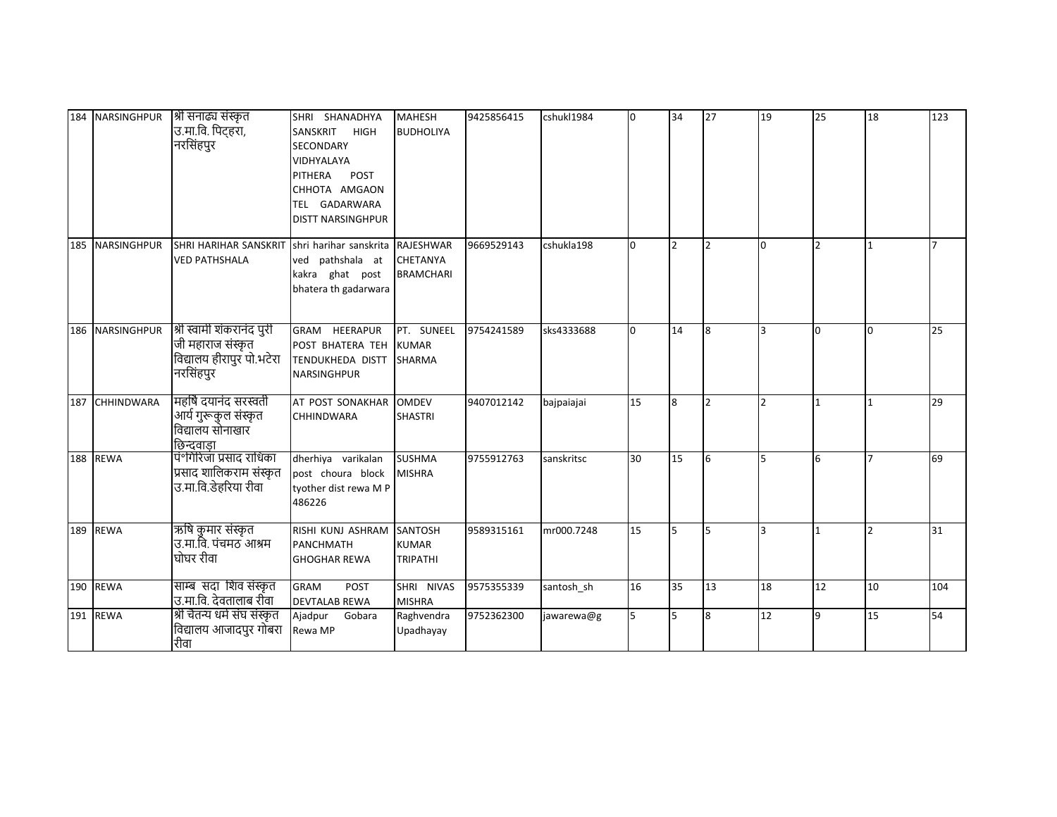| 184 | NARSINGHPUR | श्री सनाढ्य संस्कृत उ.मा.वि. पिट्हरा, नरसिंहपुर | SHRI SHANADHYA SANSKRIT HIGH SECONDARY VIDHYALAYA PITHERA POST CHHOTA AMGAON TEL GADARWARA DISTT NARSINGHPUR | MAHESH BUDHOLIYA | 9425856415 | cshukl1984 | 0 | 34 | 27 | 19 | 25 | 18 | 123 |
|---|---|---|---|---|---|---|---|---|---|---|---|---|---|
| 185 | NARSINGHPUR | SHRI HARIHAR SANSKRIT VED PATHSHALA | shri harihar sanskrita ved pathshala at kakra ghat post bhatera th gadarwara | RAJESHWAR CHETANYA BRAMCHARI | 9669529143 | cshukla198 | 0 | 2 | 2 | 0 | 2 | 1 | 7 |
| 186 | NARSINGHPUR | श्री स्वामी शंकरानंद पुरी जी महाराज संस्कृत विद्यालय हीरापुर पो.भटेरा नरसिंहपुर | GRAM HEERAPUR POST BHATERA TEH TENDUKHEDA DISTT NARSINGHPUR | PT. SUNEEL KUMAR SHARMA | 9754241589 | sks4333688 | 0 | 14 | 8 | 3 | 0 | 0 | 25 |
| 187 | CHHINDWARA | महर्षि दयानंद सरस्वती आर्य गुरूकुल संस्कृत विद्यालय सोनाखार छिन्दवाड़ा | AT POST SONAKHAR CHHINDWARA | OMDEV SHASTRI | 9407012142 | bajpaiajai | 15 | 8 | 2 | 2 | 1 | 1 | 29 |
| 188 | REWA | पं॰गोरिजा प्रसाद राधिका प्रसाद शालिकराम संस्कृत उ.मा.वि.डेहरिया रीवा | dherhiya varikalan post choura block tyother dist rewa M P 486226 | SUSHMA MISHRA | 9755912763 | sanskritsc | 30 | 15 | 6 | 5 | 6 | 7 | 69 |
| 189 | REWA | ऋषि कुमार संस्कृत उ.मा.वि. पंचमठ आश्रम घोघर रीवा | RISHI KUNJ ASHRAM PANCHMATH GHOGHAR REWA | SANTOSH KUMAR TRIPATHI | 9589315161 | mr000.7248 | 15 | 5 | 5 | 3 | 1 | 2 | 31 |
| 190 | REWA | साम्ब सदा शिव संस्कृत उ.मा.वि. देवतालाब रीवा | GRAM POST DEVTALAB REWA | SHRI NIVAS MISHRA | 9575355339 | santosh_sh | 16 | 35 | 13 | 18 | 12 | 10 | 104 |
| 191 | REWA | श्री चैतन्य धर्म संघ संस्कृत विद्यालय आजादपुर गोबरा रीवा | Ajadpur Gobara Rewa MP | Raghvendra Upadhayay | 9752362300 | jawarewa@g | 5 | 5 | 8 | 12 | 9 | 15 | 54 |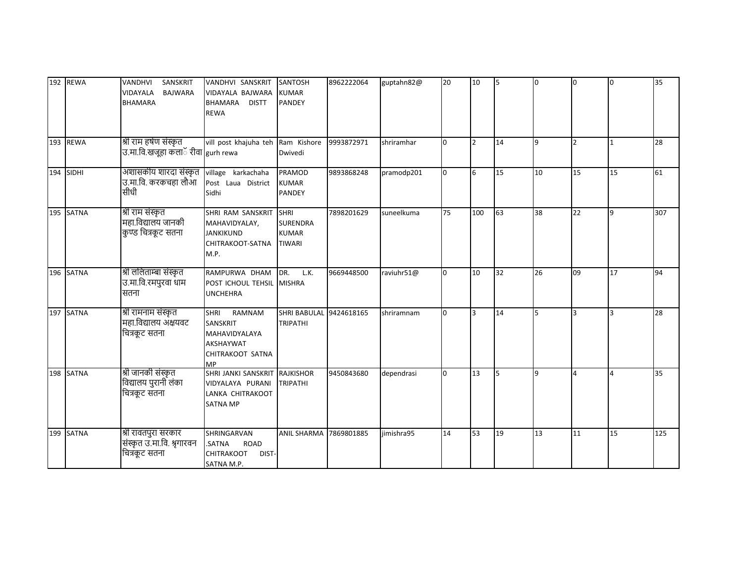| 192 | REWA | VANDHVI SANSKRIT VIDAYALA BAJWARA BHAMARA | VANDHVI SANSKRIT VIDAYALA BAJWARA BHAMARA DISTT REWA | SANTOSH KUMAR PANDEY | 8962222064 | guptahn82@ | 20 | 10 | 5 | 0 | 0 | 0 | 35 |
|---|---|---|---|---|---|---|---|---|---|---|---|---|---|
| 193 | REWA | श्री राम हर्षण संस्कृत उ.मा.वि.खजूहा कलाॅ रीवा | vill post khajuha teh gurh rewa | Ram Kishore Dwivedi | 9993872971 | shriramhar | 0 | 2 | 14 | 9 | 2 | 1 | 28 |
| 194 | SIDHI | अशासकीय शारदा संस्कृत उ.मा.वि. करकचहा लौआ सीधी | village karkachaha Post Laua District Sidhi | PRAMOD KUMAR PANDEY | 9893868248 | pramodp201 | 0 | 6 | 15 | 10 | 15 | 15 | 61 |
| 195 | SATNA | श्री राम संस्कृत महा.विद्यालय जानकी कुण्ड चित्रकूट सतना | SHRI RAM SANSKRIT MAHAVIDYALAY, JANKIKUND CHITRAKOOT-SATNA M.P. | SHRI SURENDRA KUMAR TIWARI | 7898201629 | suneelkuma | 75 | 100 | 63 | 38 | 22 | 9 | 307 |
| 196 | SATNA | श्री ललिताम्बा संस्कृत उ.मा.वि.रमपुरवा धाम सतना | RAMPURWA DHAM POST ICHOUL TEHSIL UNCHEHRA | DR. L.K. MISHRA | 9669448500 | raviuhr51@ | 0 | 10 | 32 | 26 | 09 | 17 | 94 |
| 197 | SATNA | श्री रामनाम संस्कृत महा.विद्यालय अक्षयवट चित्रकूट सतना | SHRI RAMNAM SANSKRIT MAHAVIDYALAYA AKSHAYWAT CHITRAKOOT SATNA MP | SHRI BABULAL TRIPATHI | 9424618165 | shriramnam | 0 | 3 | 14 | 5 | 3 | 3 | 28 |
| 198 | SATNA | श्री जानकी संस्कृत विद्यालय पुरानी लंका चित्रकूट सतना | SHRI JANKI SANSKRIT VIDYALAYA PURANI LANKA CHITRAKOOT SATNA MP | RAJKISHOR TRIPATHI | 9450843680 | dependrasi | 0 | 13 | 5 | 9 | 4 | 4 | 35 |
| 199 | SATNA | श्री रावतपुरा सरकार संस्कृत उ.मा.वि. श्रृगारवन चित्रकूट सतना | SHRINGARVAN .SATNA ROAD CHITRAKOOT DIST-SATNA M.P. | ANIL SHARMA | 7869801885 | jimishra95 | 14 | 53 | 19 | 13 | 11 | 15 | 125 |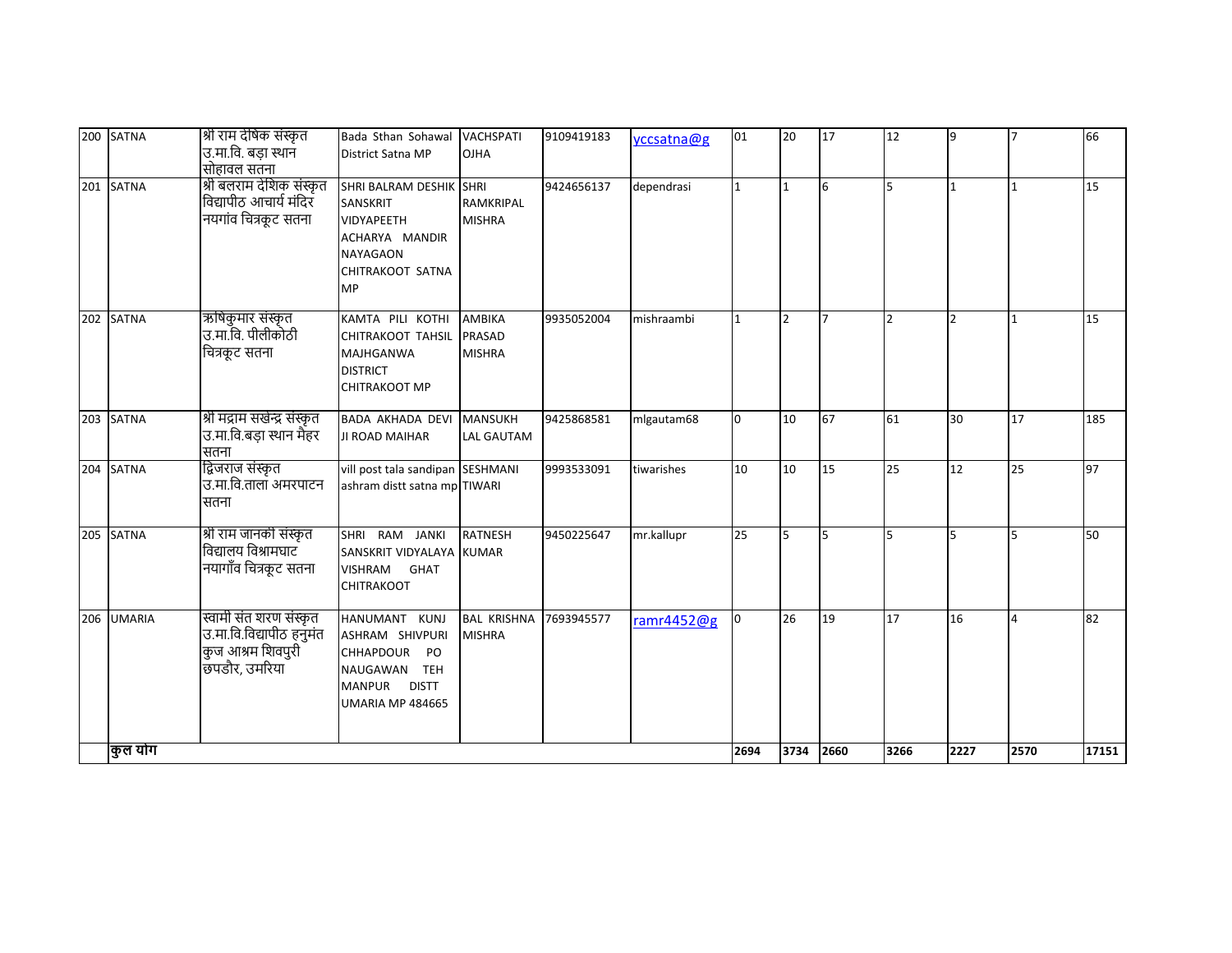| | | | | | | | | | | | | | |
|---|---|---|---|---|---|---|---|---|---|---|---|---|---|
| 200 | SATNA | श्री राम देषिक संस्कृत उ.मा.वि. बड़ा स्थान सोहावल सतना | Bada Sthan Sohawal District Satna MP | VACHSPATI OJHA | 9109419183 | yccsatna@g | 01 | 20 | 17 | 12 | 9 | 7 | 66 |
| 201 | SATNA | श्री बलराम देशिक संस्कृत विद्यापीठ आचार्य मंदिर नयगांव चित्रकूट सतना | SHRI BALRAM DESHIK SANSKRIT VIDYAPEETH ACHARYA MANDIR NAYAGAON CHITRAKOOT SATNA MP | SHRI RAMKRIPAL MISHRA | 9424656137 | dependrasi | 1 | 1 | 6 | 5 | 1 | 1 | 15 |
| 202 | SATNA | ऋषिकुमार संस्कृत उ.मा.वि. पीलीकोठी चित्रकूट सतना | KAMTA PILI KOTHI CHITRAKOOT TAHSIL MAJHGANWA DISTRICT CHITRAKOOT MP | AMBIKA PRASAD MISHRA | 9935052004 | mishraambi | 1 | 2 | 7 | 2 | 2 | 1 | 15 |
| 203 | SATNA | श्री मद्राम सखेन्द्र संस्कृत उ.मा.वि.बड़ा स्थान मैहर सतना | BADA AKHADA DEVI JI ROAD MAIHAR | MANSUKH LAL GAUTAM | 9425868581 | mlgautam68 | 0 | 10 | 67 | 61 | 30 | 17 | 185 |
| 204 | SATNA | द्विजराज संस्कृत उ.मा.वि.ताला अमरपाटन सतना | vill post tala sandipan ashram distt satna mp | SESHMANI TIWARI | 9993533091 | tiwarishes | 10 | 10 | 15 | 25 | 12 | 25 | 97 |
| 205 | SATNA | श्री राम जानकी संस्कृत विद्यालय विश्रामघाट नयागाँव चित्रकूट सतना | SHRI RAM JANKI SANSKRIT VIDYALAYA VISHRAM GHAT CHITRAKOOT | RATNESH KUMAR | 9450225647 | mr.kallupr | 25 | 5 | 5 | 5 | 5 | 5 | 50 |
| 206 | UMARIA | स्वामी संत शरण संस्कृत उ.मा.वि.विद्यापीठ हनुमंत कुज आश्रम शिवपुरी छपडौर, उमरिया | HANUMANT KUNJ ASHRAM SHIVPURI CHHAPDOUR PO NAUGAWAN TEH MANPUR DISTT UMARIA MP 484665 | BAL KRISHNA MISHRA | 7693945577 | ramr4452@g | 0 | 26 | 19 | 17 | 16 | 4 | 82 |
| | **कुल योग** | | | | | | **2694** | **3734** | **2660** | **3266** | **2227** | **2570** | **17151** |